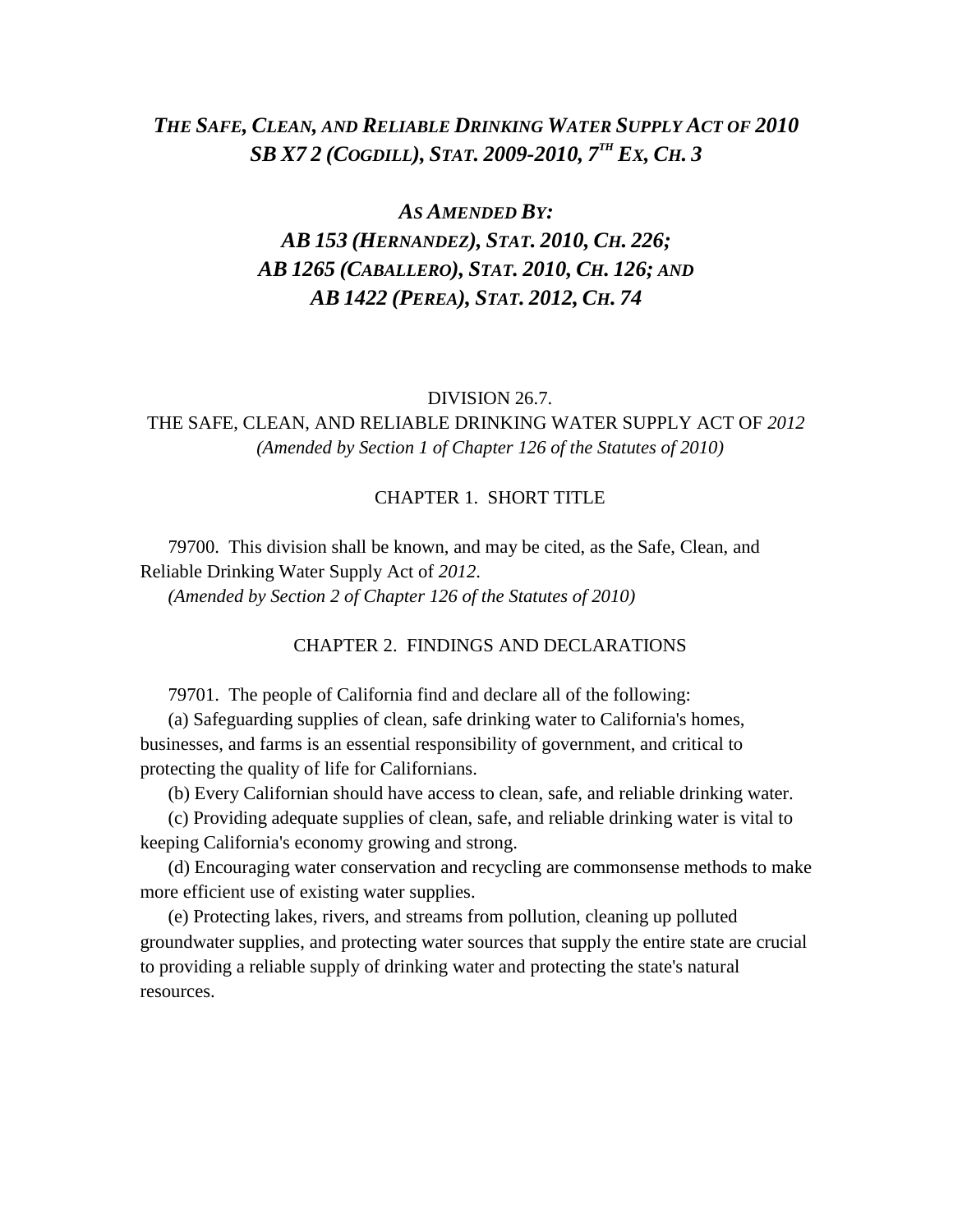# *THE SAFE, CLEAN, AND RELIABLE DRINKING WATER SUPPLY ACT OF 2010*
# *SB X7 2 (COGDILL), STAT. 2009-2010, 7TH EX, CH. 3*

## *AS AMENDED BY:*
## *AB 153 (HERNANDEZ), STAT. 2010, CH. 226;*
## *AB 1265 (CABALLERO), STAT. 2010, CH. 126; AND*
## *AB 1422 (PEREA), STAT. 2012, CH. 74*

DIVISION 26.7.

THE SAFE, CLEAN, AND RELIABLE DRINKING WATER SUPPLY ACT OF *2012*

*(Amended by Section 1 of Chapter 126 of the Statutes of 2010)*

CHAPTER 1. SHORT TITLE

79700. This division shall be known, and may be cited, as the Safe, Clean, and Reliable Drinking Water Supply Act of *2012*.

*(Amended by Section 2 of Chapter 126 of the Statutes of 2010)*

CHAPTER 2. FINDINGS AND DECLARATIONS

79701. The people of California find and declare all of the following:

(a) Safeguarding supplies of clean, safe drinking water to California's homes, businesses, and farms is an essential responsibility of government, and critical to protecting the quality of life for Californians.

(b) Every Californian should have access to clean, safe, and reliable drinking water.

(c) Providing adequate supplies of clean, safe, and reliable drinking water is vital to keeping California's economy growing and strong.

(d) Encouraging water conservation and recycling are commonsense methods to make more efficient use of existing water supplies.

(e) Protecting lakes, rivers, and streams from pollution, cleaning up polluted groundwater supplies, and protecting water sources that supply the entire state are crucial to providing a reliable supply of drinking water and protecting the state's natural resources.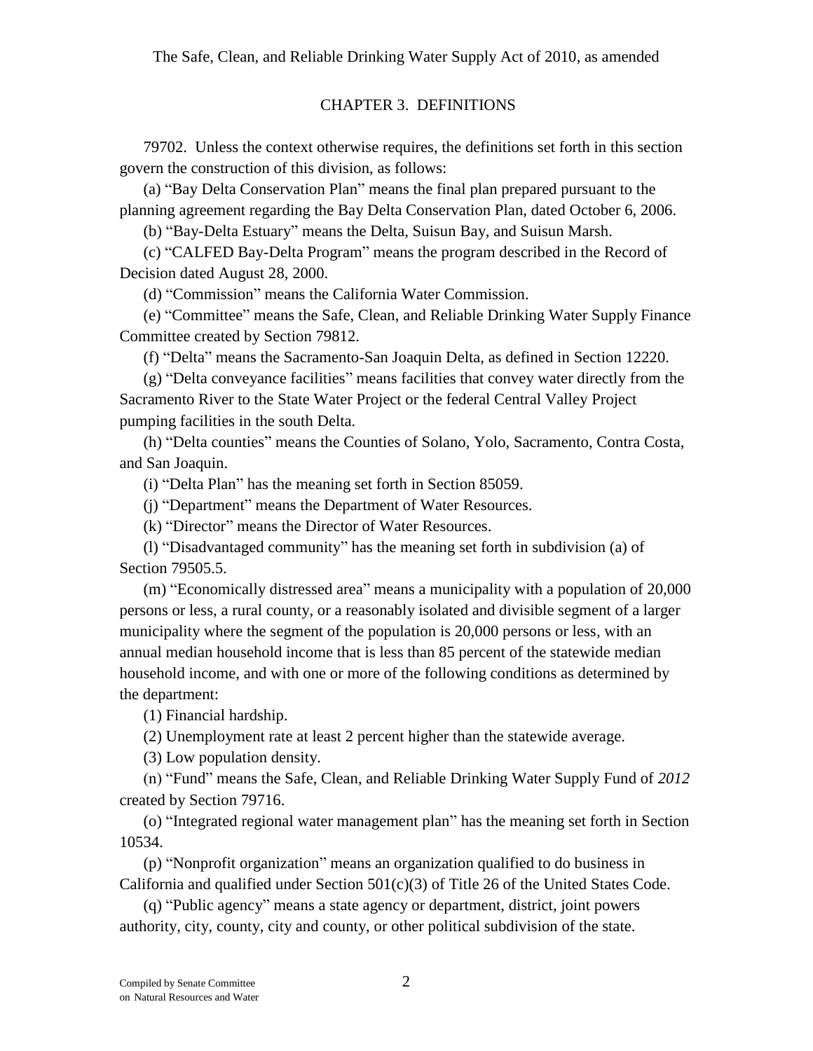## CHAPTER 3. DEFINITIONS

79702. Unless the context otherwise requires, the definitions set forth in this section govern the construction of this division, as follows:

(a) "Bay Delta Conservation Plan" means the final plan prepared pursuant to the planning agreement regarding the Bay Delta Conservation Plan, dated October 6, 2006.

(b) "Bay-Delta Estuary" means the Delta, Suisun Bay, and Suisun Marsh.

(c) "CALFED Bay-Delta Program" means the program described in the Record of Decision dated August 28, 2000.

(d) "Commission" means the California Water Commission.

(e) "Committee" means the Safe, Clean, and Reliable Drinking Water Supply Finance Committee created by Section 79812.

(f) "Delta" means the Sacramento-San Joaquin Delta, as defined in Section 12220.

(g) "Delta conveyance facilities" means facilities that convey water directly from the Sacramento River to the State Water Project or the federal Central Valley Project pumping facilities in the south Delta.

(h) "Delta counties" means the Counties of Solano, Yolo, Sacramento, Contra Costa, and San Joaquin.

(i) "Delta Plan" has the meaning set forth in Section 85059.

(j) "Department" means the Department of Water Resources.

(k) "Director" means the Director of Water Resources.

(l) "Disadvantaged community" has the meaning set forth in subdivision (a) of Section 79505.5.

(m) "Economically distressed area" means a municipality with a population of 20,000 persons or less, a rural county, or a reasonably isolated and divisible segment of a larger municipality where the segment of the population is 20,000 persons or less, with an annual median household income that is less than 85 percent of the statewide median household income, and with one or more of the following conditions as determined by the department:

(1) Financial hardship.

(2) Unemployment rate at least 2 percent higher than the statewide average.

(3) Low population density.

(n) "Fund" means the Safe, Clean, and Reliable Drinking Water Supply Fund of *2012* created by Section 79716.

(o) "Integrated regional water management plan" has the meaning set forth in Section 10534.

(p) "Nonprofit organization" means an organization qualified to do business in California and qualified under Section 501(c)(3) of Title 26 of the United States Code.

(q) "Public agency" means a state agency or department, district, joint powers authority, city, county, city and county, or other political subdivision of the state.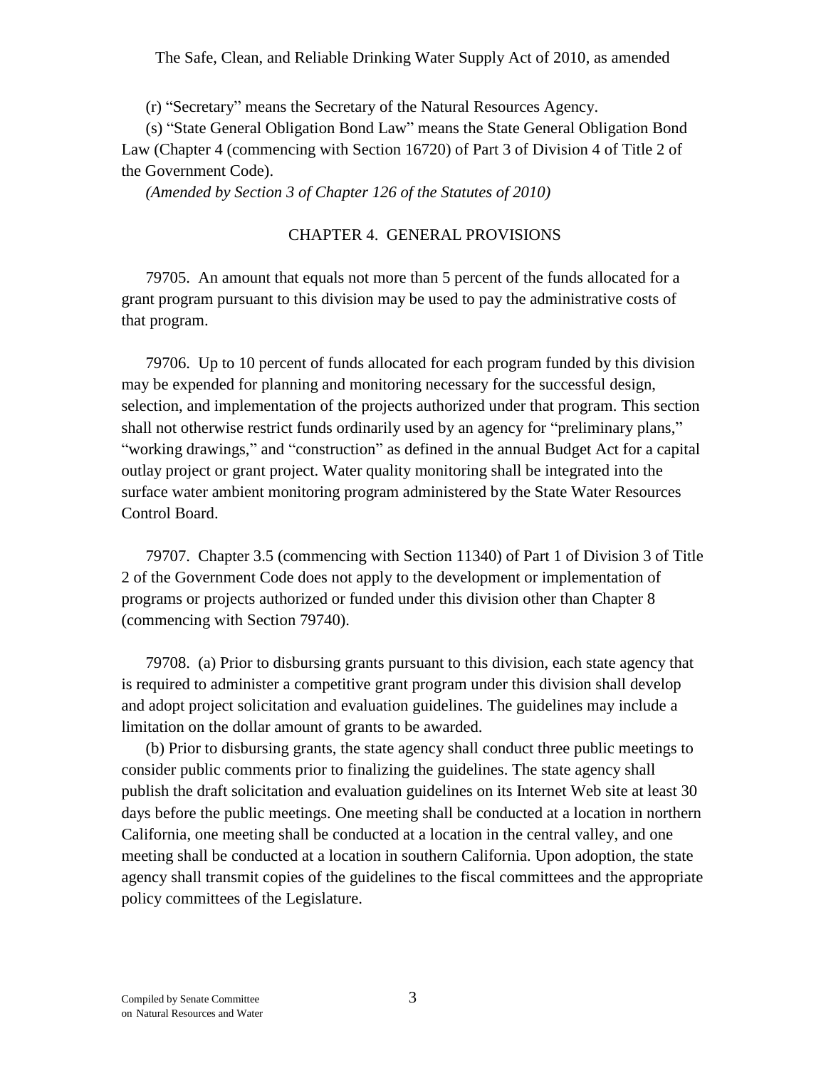(r) “Secretary” means the Secretary of the Natural Resources Agency.

(s) “State General Obligation Bond Law” means the State General Obligation Bond Law (Chapter 4 (commencing with Section 16720) of Part 3 of Division 4 of Title 2 of the Government Code).

*(Amended by Section 3 of Chapter 126 of the Statutes of 2010)*

## CHAPTER 4. GENERAL PROVISIONS

79705. An amount that equals not more than 5 percent of the funds allocated for a grant program pursuant to this division may be used to pay the administrative costs of that program.

79706. Up to 10 percent of funds allocated for each program funded by this division may be expended for planning and monitoring necessary for the successful design, selection, and implementation of the projects authorized under that program. This section shall not otherwise restrict funds ordinarily used by an agency for “preliminary plans,” “working drawings,” and “construction” as defined in the annual Budget Act for a capital outlay project or grant project. Water quality monitoring shall be integrated into the surface water ambient monitoring program administered by the State Water Resources Control Board.

79707. Chapter 3.5 (commencing with Section 11340) of Part 1 of Division 3 of Title 2 of the Government Code does not apply to the development or implementation of programs or projects authorized or funded under this division other than Chapter 8 (commencing with Section 79740).

79708. (a) Prior to disbursing grants pursuant to this division, each state agency that is required to administer a competitive grant program under this division shall develop and adopt project solicitation and evaluation guidelines. The guidelines may include a limitation on the dollar amount of grants to be awarded.

(b) Prior to disbursing grants, the state agency shall conduct three public meetings to consider public comments prior to finalizing the guidelines. The state agency shall publish the draft solicitation and evaluation guidelines on its Internet Web site at least 30 days before the public meetings. One meeting shall be conducted at a location in northern California, one meeting shall be conducted at a location in the central valley, and one meeting shall be conducted at a location in southern California. Upon adoption, the state agency shall transmit copies of the guidelines to the fiscal committees and the appropriate policy committees of the Legislature.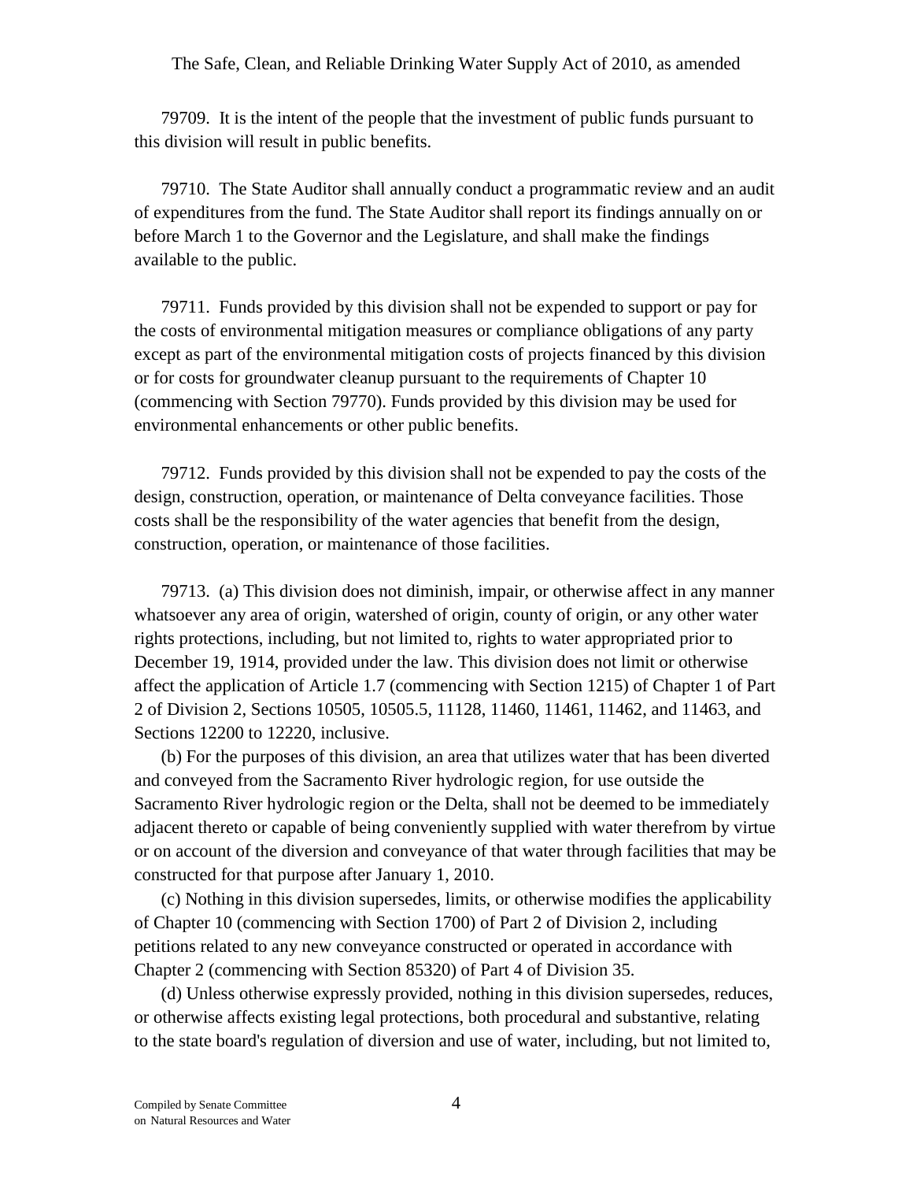79709. It is the intent of the people that the investment of public funds pursuant to this division will result in public benefits.

79710. The State Auditor shall annually conduct a programmatic review and an audit of expenditures from the fund. The State Auditor shall report its findings annually on or before March 1 to the Governor and the Legislature, and shall make the findings available to the public.

79711. Funds provided by this division shall not be expended to support or pay for the costs of environmental mitigation measures or compliance obligations of any party except as part of the environmental mitigation costs of projects financed by this division or for costs for groundwater cleanup pursuant to the requirements of Chapter 10 (commencing with Section 79770). Funds provided by this division may be used for environmental enhancements or other public benefits.

79712. Funds provided by this division shall not be expended to pay the costs of the design, construction, operation, or maintenance of Delta conveyance facilities. Those costs shall be the responsibility of the water agencies that benefit from the design, construction, operation, or maintenance of those facilities.

79713. (a) This division does not diminish, impair, or otherwise affect in any manner whatsoever any area of origin, watershed of origin, county of origin, or any other water rights protections, including, but not limited to, rights to water appropriated prior to December 19, 1914, provided under the law. This division does not limit or otherwise affect the application of Article 1.7 (commencing with Section 1215) of Chapter 1 of Part 2 of Division 2, Sections 10505, 10505.5, 11128, 11460, 11461, 11462, and 11463, and Sections 12200 to 12220, inclusive.

(b) For the purposes of this division, an area that utilizes water that has been diverted and conveyed from the Sacramento River hydrologic region, for use outside the Sacramento River hydrologic region or the Delta, shall not be deemed to be immediately adjacent thereto or capable of being conveniently supplied with water therefrom by virtue or on account of the diversion and conveyance of that water through facilities that may be constructed for that purpose after January 1, 2010.

(c) Nothing in this division supersedes, limits, or otherwise modifies the applicability of Chapter 10 (commencing with Section 1700) of Part 2 of Division 2, including petitions related to any new conveyance constructed or operated in accordance with Chapter 2 (commencing with Section 85320) of Part 4 of Division 35.

(d) Unless otherwise expressly provided, nothing in this division supersedes, reduces, or otherwise affects existing legal protections, both procedural and substantive, relating to the state board's regulation of diversion and use of water, including, but not limited to,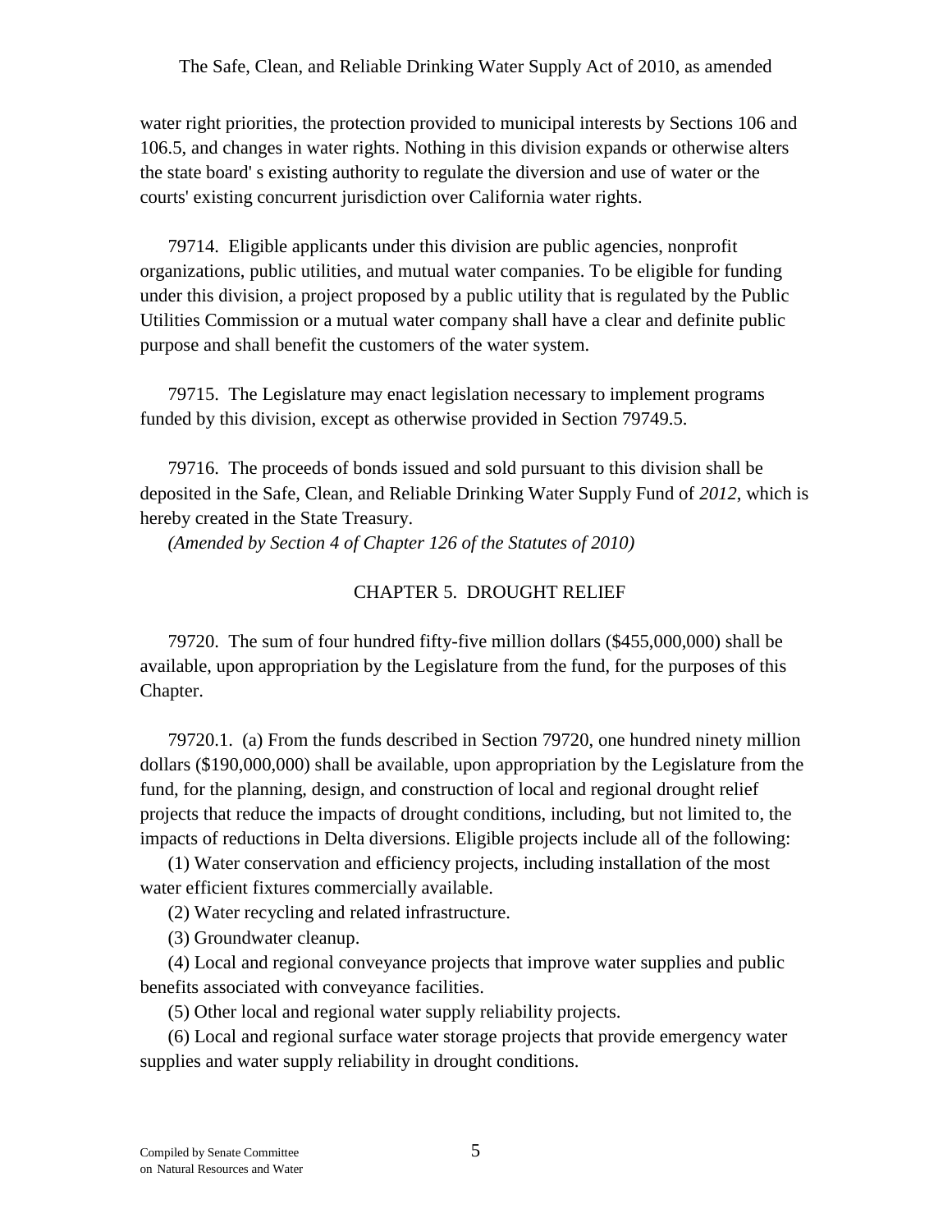water right priorities, the protection provided to municipal interests by Sections 106 and 106.5, and changes in water rights. Nothing in this division expands or otherwise alters the state board' s existing authority to regulate the diversion and use of water or the courts' existing concurrent jurisdiction over California water rights.

79714. Eligible applicants under this division are public agencies, nonprofit organizations, public utilities, and mutual water companies. To be eligible for funding under this division, a project proposed by a public utility that is regulated by the Public Utilities Commission or a mutual water company shall have a clear and definite public purpose and shall benefit the customers of the water system.

79715. The Legislature may enact legislation necessary to implement programs funded by this division, except as otherwise provided in Section 79749.5.

79716. The proceeds of bonds issued and sold pursuant to this division shall be deposited in the Safe, Clean, and Reliable Drinking Water Supply Fund of *2012*, which is hereby created in the State Treasury.

*(Amended by Section 4 of Chapter 126 of the Statutes of 2010)*

## CHAPTER 5. DROUGHT RELIEF

79720. The sum of four hundred fifty-five million dollars ($455,000,000) shall be available, upon appropriation by the Legislature from the fund, for the purposes of this Chapter.

79720.1. (a) From the funds described in Section 79720, one hundred ninety million dollars ($190,000,000) shall be available, upon appropriation by the Legislature from the fund, for the planning, design, and construction of local and regional drought relief projects that reduce the impacts of drought conditions, including, but not limited to, the impacts of reductions in Delta diversions. Eligible projects include all of the following:

(1) Water conservation and efficiency projects, including installation of the most water efficient fixtures commercially available.

(2) Water recycling and related infrastructure.

(3) Groundwater cleanup.

(4) Local and regional conveyance projects that improve water supplies and public benefits associated with conveyance facilities.

(5) Other local and regional water supply reliability projects.

(6) Local and regional surface water storage projects that provide emergency water supplies and water supply reliability in drought conditions.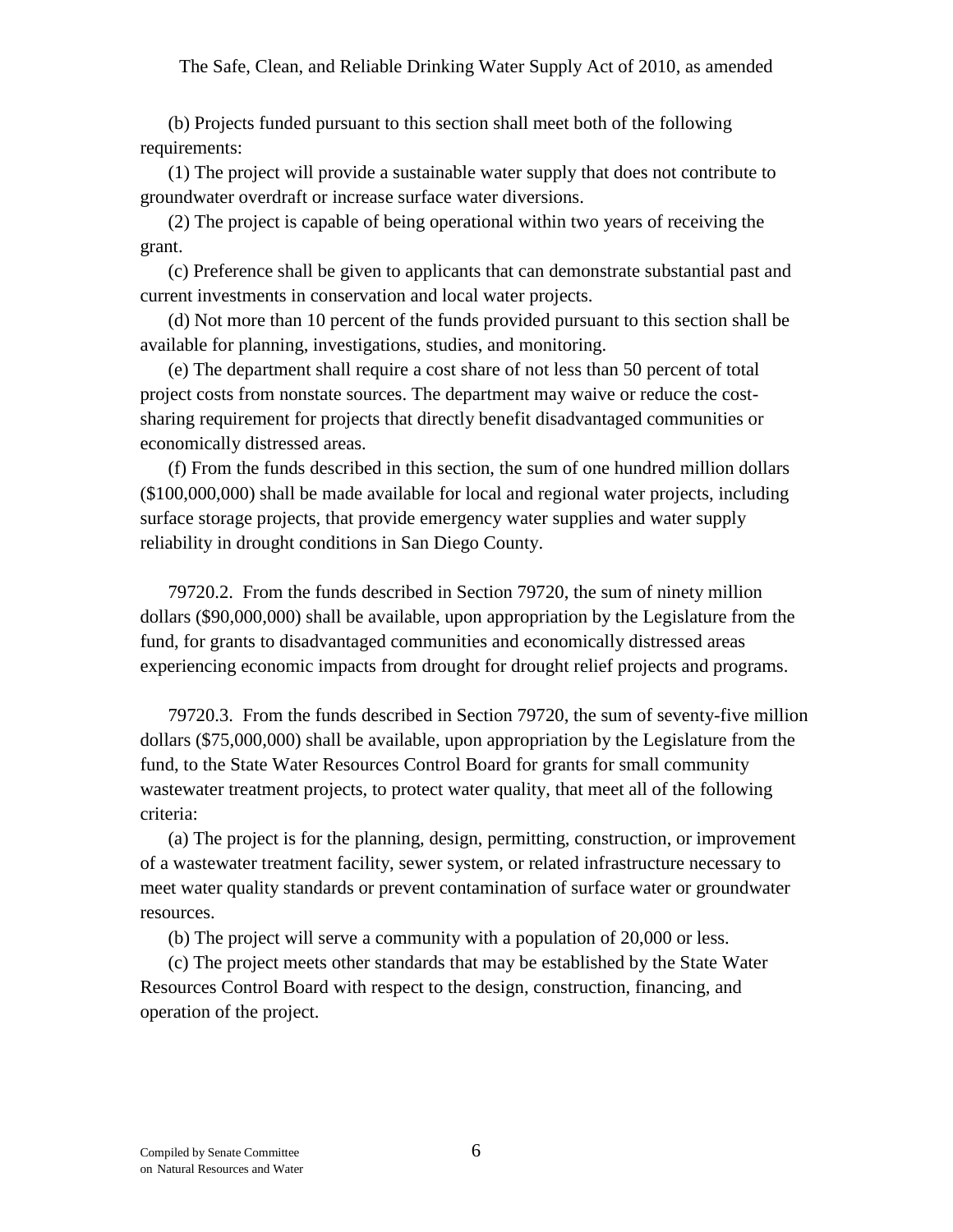(b) Projects funded pursuant to this section shall meet both of the following requirements:

(1) The project will provide a sustainable water supply that does not contribute to groundwater overdraft or increase surface water diversions.

(2) The project is capable of being operational within two years of receiving the grant.

(c) Preference shall be given to applicants that can demonstrate substantial past and current investments in conservation and local water projects.

(d) Not more than 10 percent of the funds provided pursuant to this section shall be available for planning, investigations, studies, and monitoring.

(e) The department shall require a cost share of not less than 50 percent of total project costs from nonstate sources. The department may waive or reduce the cost-sharing requirement for projects that directly benefit disadvantaged communities or economically distressed areas.

(f) From the funds described in this section, the sum of one hundred million dollars ($100,000,000) shall be made available for local and regional water projects, including surface storage projects, that provide emergency water supplies and water supply reliability in drought conditions in San Diego County.

79720.2. From the funds described in Section 79720, the sum of ninety million dollars ($90,000,000) shall be available, upon appropriation by the Legislature from the fund, for grants to disadvantaged communities and economically distressed areas experiencing economic impacts from drought for drought relief projects and programs.

79720.3. From the funds described in Section 79720, the sum of seventy-five million dollars ($75,000,000) shall be available, upon appropriation by the Legislature from the fund, to the State Water Resources Control Board for grants for small community wastewater treatment projects, to protect water quality, that meet all of the following criteria:

(a) The project is for the planning, design, permitting, construction, or improvement of a wastewater treatment facility, sewer system, or related infrastructure necessary to meet water quality standards or prevent contamination of surface water or groundwater resources.

(b) The project will serve a community with a population of 20,000 or less.

(c) The project meets other standards that may be established by the State Water Resources Control Board with respect to the design, construction, financing, and operation of the project.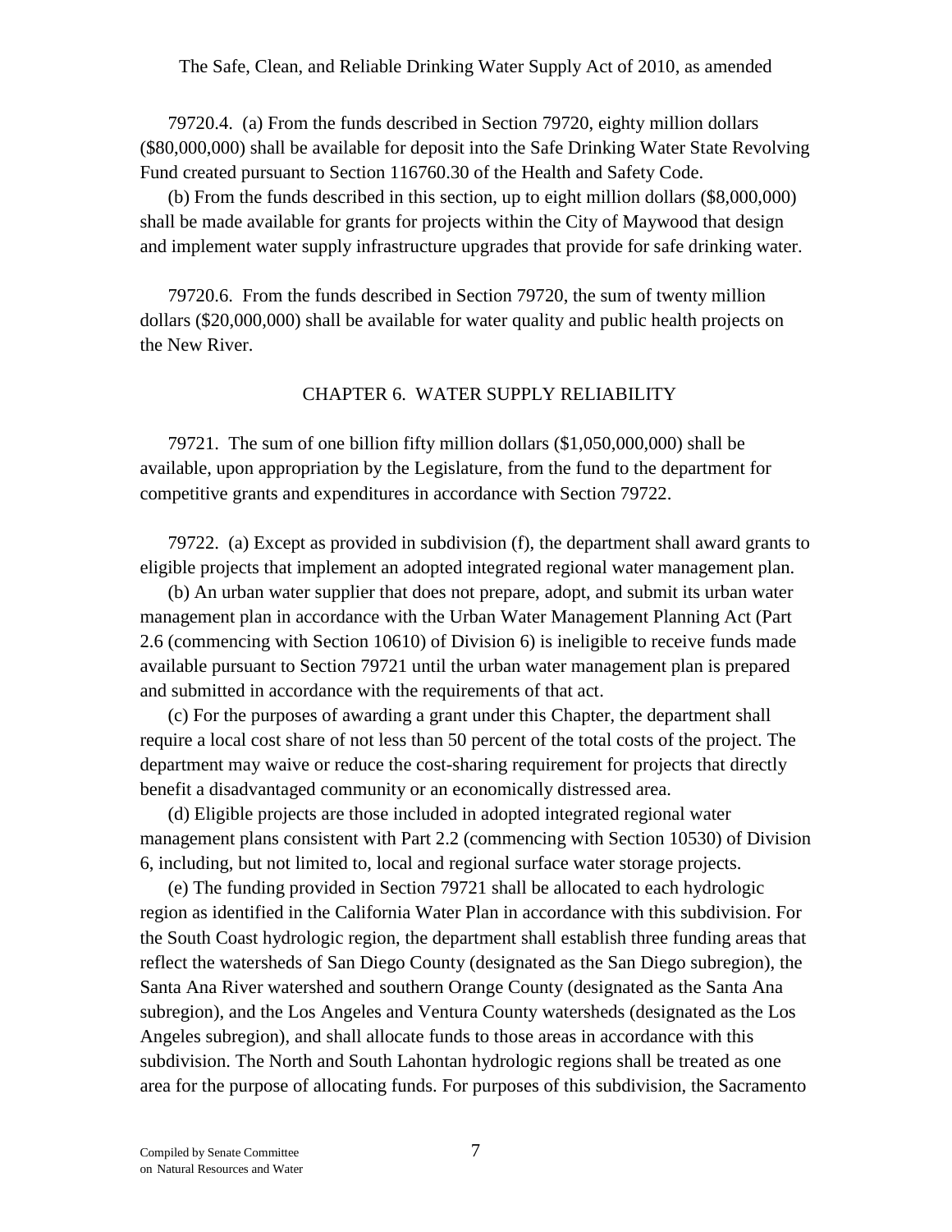79720.4. (a) From the funds described in Section 79720, eighty million dollars ($80,000,000) shall be available for deposit into the Safe Drinking Water State Revolving Fund created pursuant to Section 116760.30 of the Health and Safety Code.

(b) From the funds described in this section, up to eight million dollars ($8,000,000) shall be made available for grants for projects within the City of Maywood that design and implement water supply infrastructure upgrades that provide for safe drinking water.

79720.6. From the funds described in Section 79720, the sum of twenty million dollars ($20,000,000) shall be available for water quality and public health projects on the New River.

## CHAPTER 6. WATER SUPPLY RELIABILITY

79721. The sum of one billion fifty million dollars ($1,050,000,000) shall be available, upon appropriation by the Legislature, from the fund to the department for competitive grants and expenditures in accordance with Section 79722.

79722. (a) Except as provided in subdivision (f), the department shall award grants to eligible projects that implement an adopted integrated regional water management plan.

(b) An urban water supplier that does not prepare, adopt, and submit its urban water management plan in accordance with the Urban Water Management Planning Act (Part 2.6 (commencing with Section 10610) of Division 6) is ineligible to receive funds made available pursuant to Section 79721 until the urban water management plan is prepared and submitted in accordance with the requirements of that act.

(c) For the purposes of awarding a grant under this Chapter, the department shall require a local cost share of not less than 50 percent of the total costs of the project. The department may waive or reduce the cost-sharing requirement for projects that directly benefit a disadvantaged community or an economically distressed area.

(d) Eligible projects are those included in adopted integrated regional water management plans consistent with Part 2.2 (commencing with Section 10530) of Division 6, including, but not limited to, local and regional surface water storage projects.

(e) The funding provided in Section 79721 shall be allocated to each hydrologic region as identified in the California Water Plan in accordance with this subdivision. For the South Coast hydrologic region, the department shall establish three funding areas that reflect the watersheds of San Diego County (designated as the San Diego subregion), the Santa Ana River watershed and southern Orange County (designated as the Santa Ana subregion), and the Los Angeles and Ventura County watersheds (designated as the Los Angeles subregion), and shall allocate funds to those areas in accordance with this subdivision. The North and South Lahontan hydrologic regions shall be treated as one area for the purpose of allocating funds. For purposes of this subdivision, the Sacramento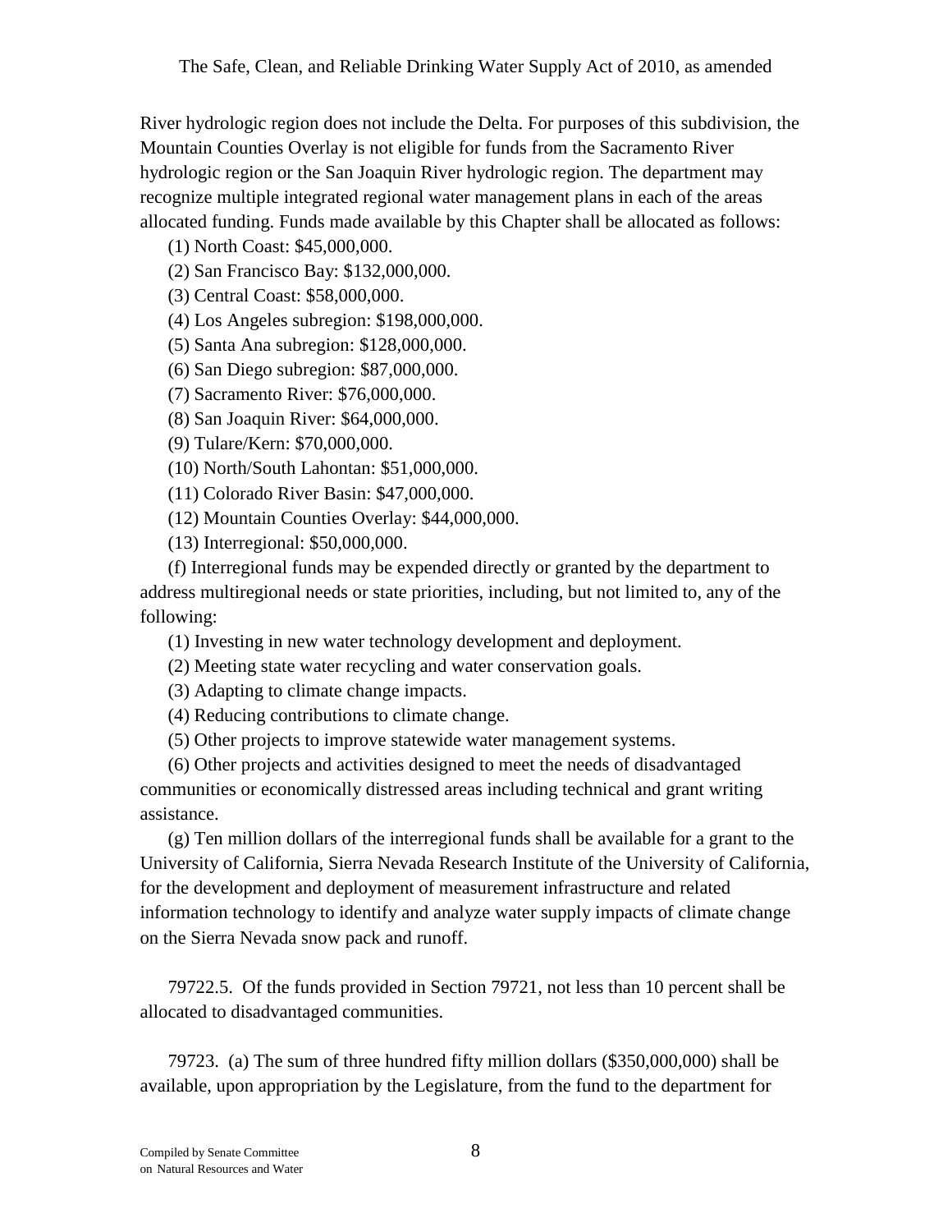River hydrologic region does not include the Delta. For purposes of this subdivision, the Mountain Counties Overlay is not eligible for funds from the Sacramento River hydrologic region or the San Joaquin River hydrologic region. The department may recognize multiple integrated regional water management plans in each of the areas allocated funding. Funds made available by this Chapter shall be allocated as follows:

(1) North Coast: $45,000,000.

(2) San Francisco Bay: $132,000,000.

(3) Central Coast: $58,000,000.

(4) Los Angeles subregion: $198,000,000.

(5) Santa Ana subregion: $128,000,000.

(6) San Diego subregion: $87,000,000.

(7) Sacramento River: $76,000,000.

(8) San Joaquin River: $64,000,000.

(9) Tulare/Kern: $70,000,000.

(10) North/South Lahontan: $51,000,000.

(11) Colorado River Basin: $47,000,000.

(12) Mountain Counties Overlay: $44,000,000.

(13) Interregional: $50,000,000.

(f) Interregional funds may be expended directly or granted by the department to address multiregional needs or state priorities, including, but not limited to, any of the following:

(1) Investing in new water technology development and deployment.

(2) Meeting state water recycling and water conservation goals.

(3) Adapting to climate change impacts.

(4) Reducing contributions to climate change.

(5) Other projects to improve statewide water management systems.

(6) Other projects and activities designed to meet the needs of disadvantaged communities or economically distressed areas including technical and grant writing assistance.

(g) Ten million dollars of the interregional funds shall be available for a grant to the University of California, Sierra Nevada Research Institute of the University of California, for the development and deployment of measurement infrastructure and related information technology to identify and analyze water supply impacts of climate change on the Sierra Nevada snow pack and runoff.

79722.5. Of the funds provided in Section 79721, not less than 10 percent shall be allocated to disadvantaged communities.

79723. (a) The sum of three hundred fifty million dollars ($350,000,000) shall be available, upon appropriation by the Legislature, from the fund to the department for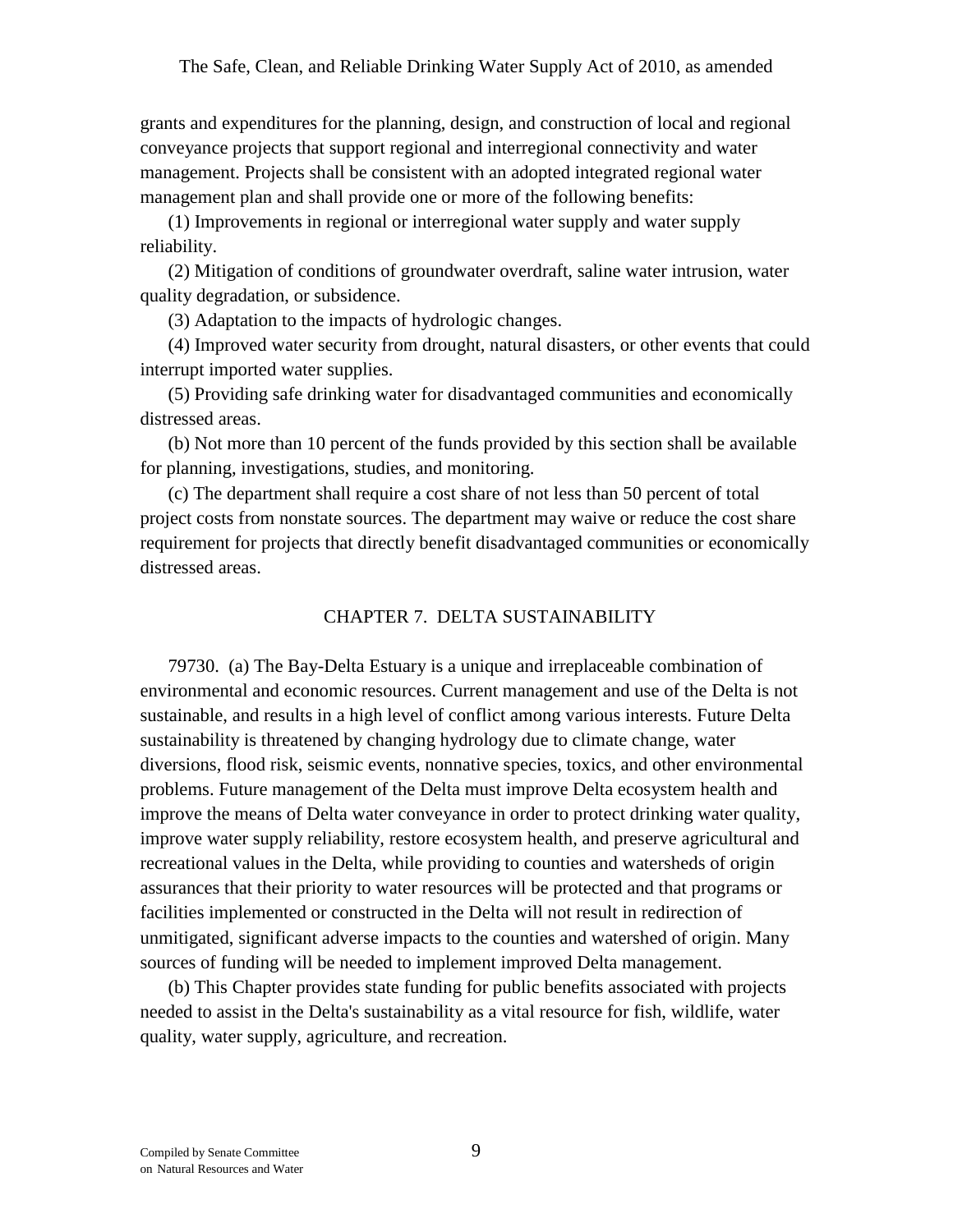grants and expenditures for the planning, design, and construction of local and regional conveyance projects that support regional and interregional connectivity and water management. Projects shall be consistent with an adopted integrated regional water management plan and shall provide one or more of the following benefits:

(1) Improvements in regional or interregional water supply and water supply reliability.

(2) Mitigation of conditions of groundwater overdraft, saline water intrusion, water quality degradation, or subsidence.

(3) Adaptation to the impacts of hydrologic changes.

(4) Improved water security from drought, natural disasters, or other events that could interrupt imported water supplies.

(5) Providing safe drinking water for disadvantaged communities and economically distressed areas.

(b) Not more than 10 percent of the funds provided by this section shall be available for planning, investigations, studies, and monitoring.

(c) The department shall require a cost share of not less than 50 percent of total project costs from nonstate sources. The department may waive or reduce the cost share requirement for projects that directly benefit disadvantaged communities or economically distressed areas.

## CHAPTER 7. DELTA SUSTAINABILITY

79730. (a) The Bay-Delta Estuary is a unique and irreplaceable combination of environmental and economic resources. Current management and use of the Delta is not sustainable, and results in a high level of conflict among various interests. Future Delta sustainability is threatened by changing hydrology due to climate change, water diversions, flood risk, seismic events, nonnative species, toxics, and other environmental problems. Future management of the Delta must improve Delta ecosystem health and improve the means of Delta water conveyance in order to protect drinking water quality, improve water supply reliability, restore ecosystem health, and preserve agricultural and recreational values in the Delta, while providing to counties and watersheds of origin assurances that their priority to water resources will be protected and that programs or facilities implemented or constructed in the Delta will not result in redirection of unmitigated, significant adverse impacts to the counties and watershed of origin. Many sources of funding will be needed to implement improved Delta management.

(b) This Chapter provides state funding for public benefits associated with projects needed to assist in the Delta's sustainability as a vital resource for fish, wildlife, water quality, water supply, agriculture, and recreation.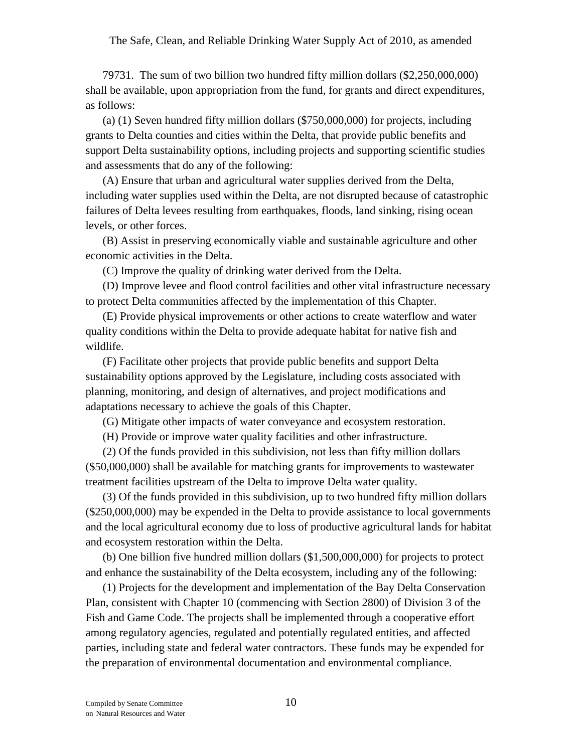79731. The sum of two billion two hundred fifty million dollars ($2,250,000,000) shall be available, upon appropriation from the fund, for grants and direct expenditures, as follows:

(a) (1) Seven hundred fifty million dollars ($750,000,000) for projects, including grants to Delta counties and cities within the Delta, that provide public benefits and support Delta sustainability options, including projects and supporting scientific studies and assessments that do any of the following:

(A) Ensure that urban and agricultural water supplies derived from the Delta, including water supplies used within the Delta, are not disrupted because of catastrophic failures of Delta levees resulting from earthquakes, floods, land sinking, rising ocean levels, or other forces.

(B) Assist in preserving economically viable and sustainable agriculture and other economic activities in the Delta.

(C) Improve the quality of drinking water derived from the Delta.

(D) Improve levee and flood control facilities and other vital infrastructure necessary to protect Delta communities affected by the implementation of this Chapter.

(E) Provide physical improvements or other actions to create waterflow and water quality conditions within the Delta to provide adequate habitat for native fish and wildlife.

(F) Facilitate other projects that provide public benefits and support Delta sustainability options approved by the Legislature, including costs associated with planning, monitoring, and design of alternatives, and project modifications and adaptations necessary to achieve the goals of this Chapter.

(G) Mitigate other impacts of water conveyance and ecosystem restoration.

(H) Provide or improve water quality facilities and other infrastructure.

(2) Of the funds provided in this subdivision, not less than fifty million dollars ($50,000,000) shall be available for matching grants for improvements to wastewater treatment facilities upstream of the Delta to improve Delta water quality.

(3) Of the funds provided in this subdivision, up to two hundred fifty million dollars ($250,000,000) may be expended in the Delta to provide assistance to local governments and the local agricultural economy due to loss of productive agricultural lands for habitat and ecosystem restoration within the Delta.

(b) One billion five hundred million dollars ($1,500,000,000) for projects to protect and enhance the sustainability of the Delta ecosystem, including any of the following:

(1) Projects for the development and implementation of the Bay Delta Conservation Plan, consistent with Chapter 10 (commencing with Section 2800) of Division 3 of the Fish and Game Code. The projects shall be implemented through a cooperative effort among regulatory agencies, regulated and potentially regulated entities, and affected parties, including state and federal water contractors. These funds may be expended for the preparation of environmental documentation and environmental compliance.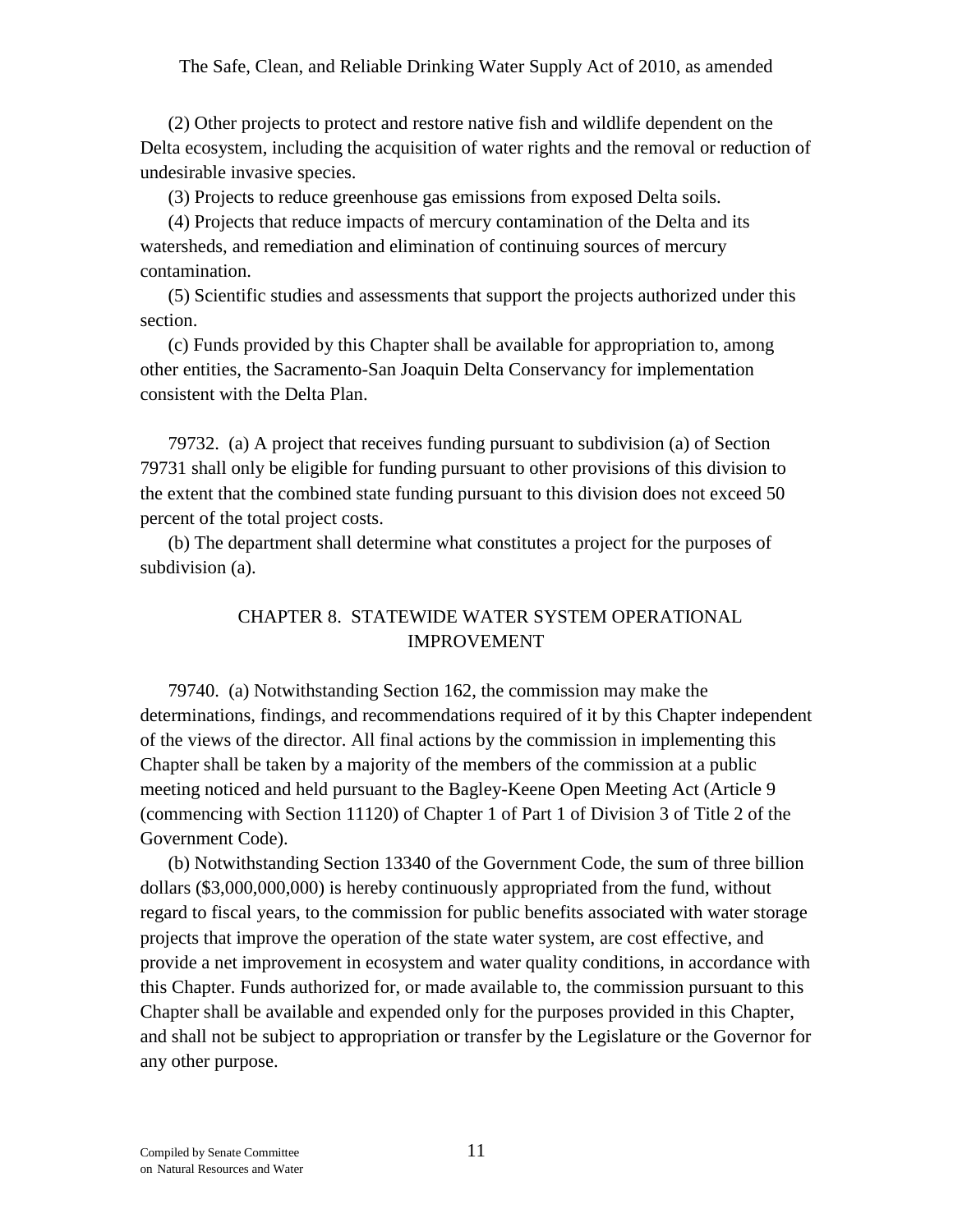(2) Other projects to protect and restore native fish and wildlife dependent on the Delta ecosystem, including the acquisition of water rights and the removal or reduction of undesirable invasive species.

(3) Projects to reduce greenhouse gas emissions from exposed Delta soils.

(4) Projects that reduce impacts of mercury contamination of the Delta and its watersheds, and remediation and elimination of continuing sources of mercury contamination.

(5) Scientific studies and assessments that support the projects authorized under this section.

(c) Funds provided by this Chapter shall be available for appropriation to, among other entities, the Sacramento-San Joaquin Delta Conservancy for implementation consistent with the Delta Plan.

79732. (a) A project that receives funding pursuant to subdivision (a) of Section 79731 shall only be eligible for funding pursuant to other provisions of this division to the extent that the combined state funding pursuant to this division does not exceed 50 percent of the total project costs.

(b) The department shall determine what constitutes a project for the purposes of subdivision (a).

## CHAPTER 8. STATEWIDE WATER SYSTEM OPERATIONAL IMPROVEMENT

79740. (a) Notwithstanding Section 162, the commission may make the determinations, findings, and recommendations required of it by this Chapter independent of the views of the director. All final actions by the commission in implementing this Chapter shall be taken by a majority of the members of the commission at a public meeting noticed and held pursuant to the Bagley-Keene Open Meeting Act (Article 9 (commencing with Section 11120) of Chapter 1 of Part 1 of Division 3 of Title 2 of the Government Code).

(b) Notwithstanding Section 13340 of the Government Code, the sum of three billion dollars ($3,000,000,000) is hereby continuously appropriated from the fund, without regard to fiscal years, to the commission for public benefits associated with water storage projects that improve the operation of the state water system, are cost effective, and provide a net improvement in ecosystem and water quality conditions, in accordance with this Chapter. Funds authorized for, or made available to, the commission pursuant to this Chapter shall be available and expended only for the purposes provided in this Chapter, and shall not be subject to appropriation or transfer by the Legislature or the Governor for any other purpose.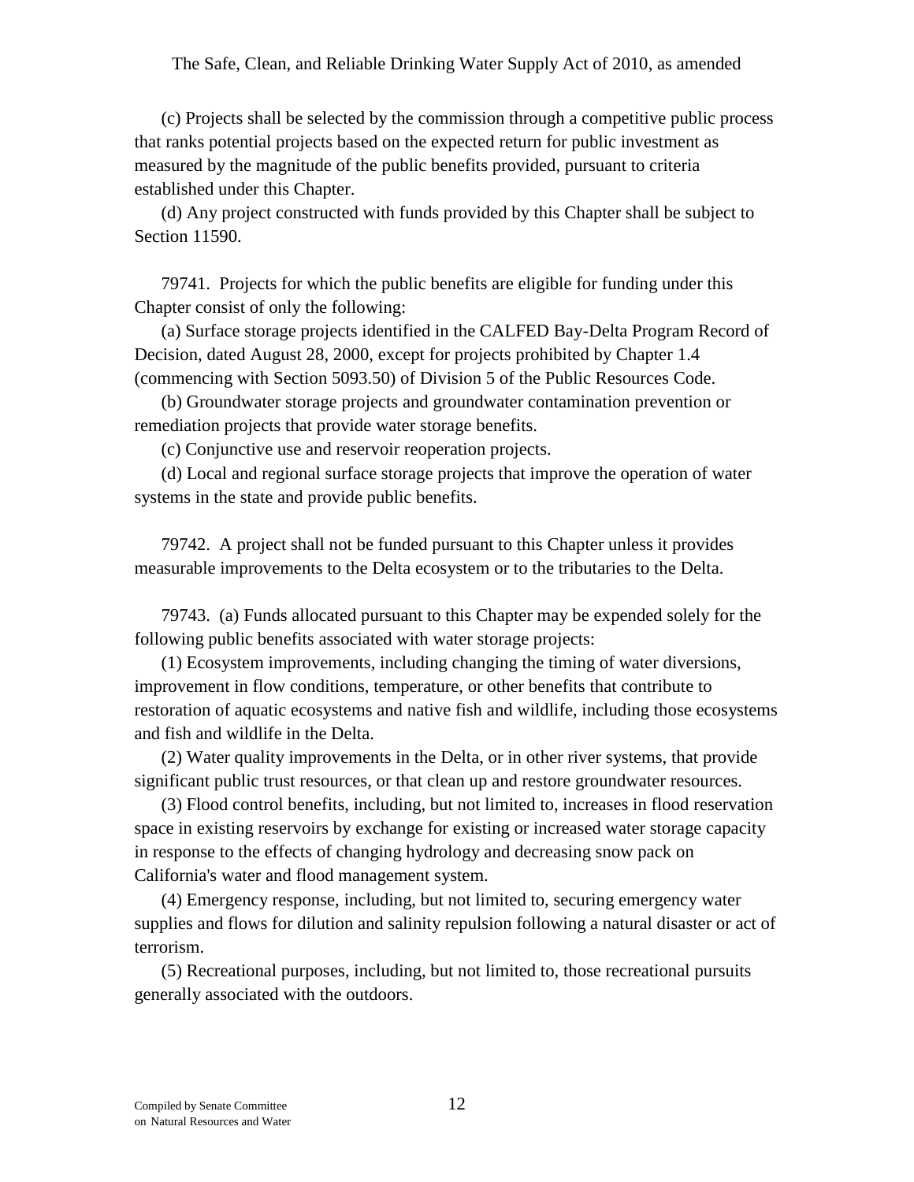(c) Projects shall be selected by the commission through a competitive public process that ranks potential projects based on the expected return for public investment as measured by the magnitude of the public benefits provided, pursuant to criteria established under this Chapter.

(d) Any project constructed with funds provided by this Chapter shall be subject to Section 11590.

79741. Projects for which the public benefits are eligible for funding under this Chapter consist of only the following:

(a) Surface storage projects identified in the CALFED Bay-Delta Program Record of Decision, dated August 28, 2000, except for projects prohibited by Chapter 1.4 (commencing with Section 5093.50) of Division 5 of the Public Resources Code.

(b) Groundwater storage projects and groundwater contamination prevention or remediation projects that provide water storage benefits.

(c) Conjunctive use and reservoir reoperation projects.

(d) Local and regional surface storage projects that improve the operation of water systems in the state and provide public benefits.

79742. A project shall not be funded pursuant to this Chapter unless it provides measurable improvements to the Delta ecosystem or to the tributaries to the Delta.

79743. (a) Funds allocated pursuant to this Chapter may be expended solely for the following public benefits associated with water storage projects:

(1) Ecosystem improvements, including changing the timing of water diversions, improvement in flow conditions, temperature, or other benefits that contribute to restoration of aquatic ecosystems and native fish and wildlife, including those ecosystems and fish and wildlife in the Delta.

(2) Water quality improvements in the Delta, or in other river systems, that provide significant public trust resources, or that clean up and restore groundwater resources.

(3) Flood control benefits, including, but not limited to, increases in flood reservation space in existing reservoirs by exchange for existing or increased water storage capacity in response to the effects of changing hydrology and decreasing snow pack on California's water and flood management system.

(4) Emergency response, including, but not limited to, securing emergency water supplies and flows for dilution and salinity repulsion following a natural disaster or act of terrorism.

(5) Recreational purposes, including, but not limited to, those recreational pursuits generally associated with the outdoors.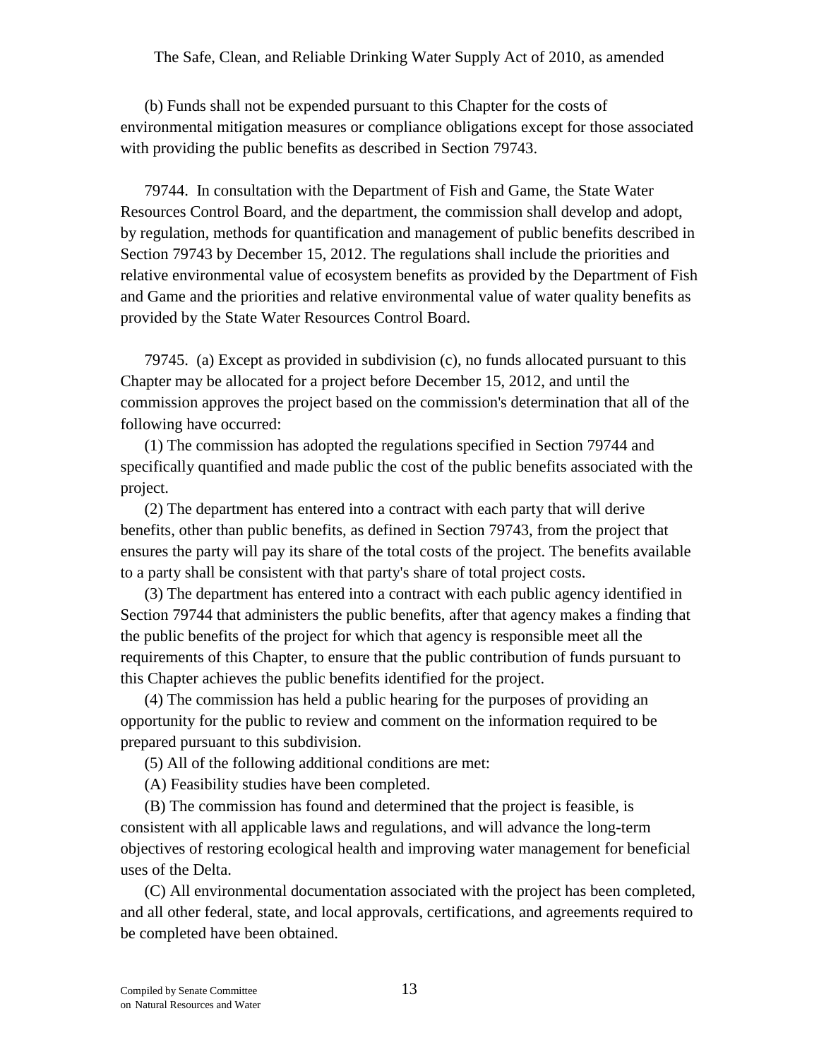(b) Funds shall not be expended pursuant to this Chapter for the costs of environmental mitigation measures or compliance obligations except for those associated with providing the public benefits as described in Section 79743.

79744. In consultation with the Department of Fish and Game, the State Water Resources Control Board, and the department, the commission shall develop and adopt, by regulation, methods for quantification and management of public benefits described in Section 79743 by December 15, 2012. The regulations shall include the priorities and relative environmental value of ecosystem benefits as provided by the Department of Fish and Game and the priorities and relative environmental value of water quality benefits as provided by the State Water Resources Control Board.

79745. (a) Except as provided in subdivision (c), no funds allocated pursuant to this Chapter may be allocated for a project before December 15, 2012, and until the commission approves the project based on the commission's determination that all of the following have occurred:

(1) The commission has adopted the regulations specified in Section 79744 and specifically quantified and made public the cost of the public benefits associated with the project.

(2) The department has entered into a contract with each party that will derive benefits, other than public benefits, as defined in Section 79743, from the project that ensures the party will pay its share of the total costs of the project. The benefits available to a party shall be consistent with that party's share of total project costs.

(3) The department has entered into a contract with each public agency identified in Section 79744 that administers the public benefits, after that agency makes a finding that the public benefits of the project for which that agency is responsible meet all the requirements of this Chapter, to ensure that the public contribution of funds pursuant to this Chapter achieves the public benefits identified for the project.

(4) The commission has held a public hearing for the purposes of providing an opportunity for the public to review and comment on the information required to be prepared pursuant to this subdivision.

(5) All of the following additional conditions are met:

(A) Feasibility studies have been completed.

(B) The commission has found and determined that the project is feasible, is consistent with all applicable laws and regulations, and will advance the long-term objectives of restoring ecological health and improving water management for beneficial uses of the Delta.

(C) All environmental documentation associated with the project has been completed, and all other federal, state, and local approvals, certifications, and agreements required to be completed have been obtained.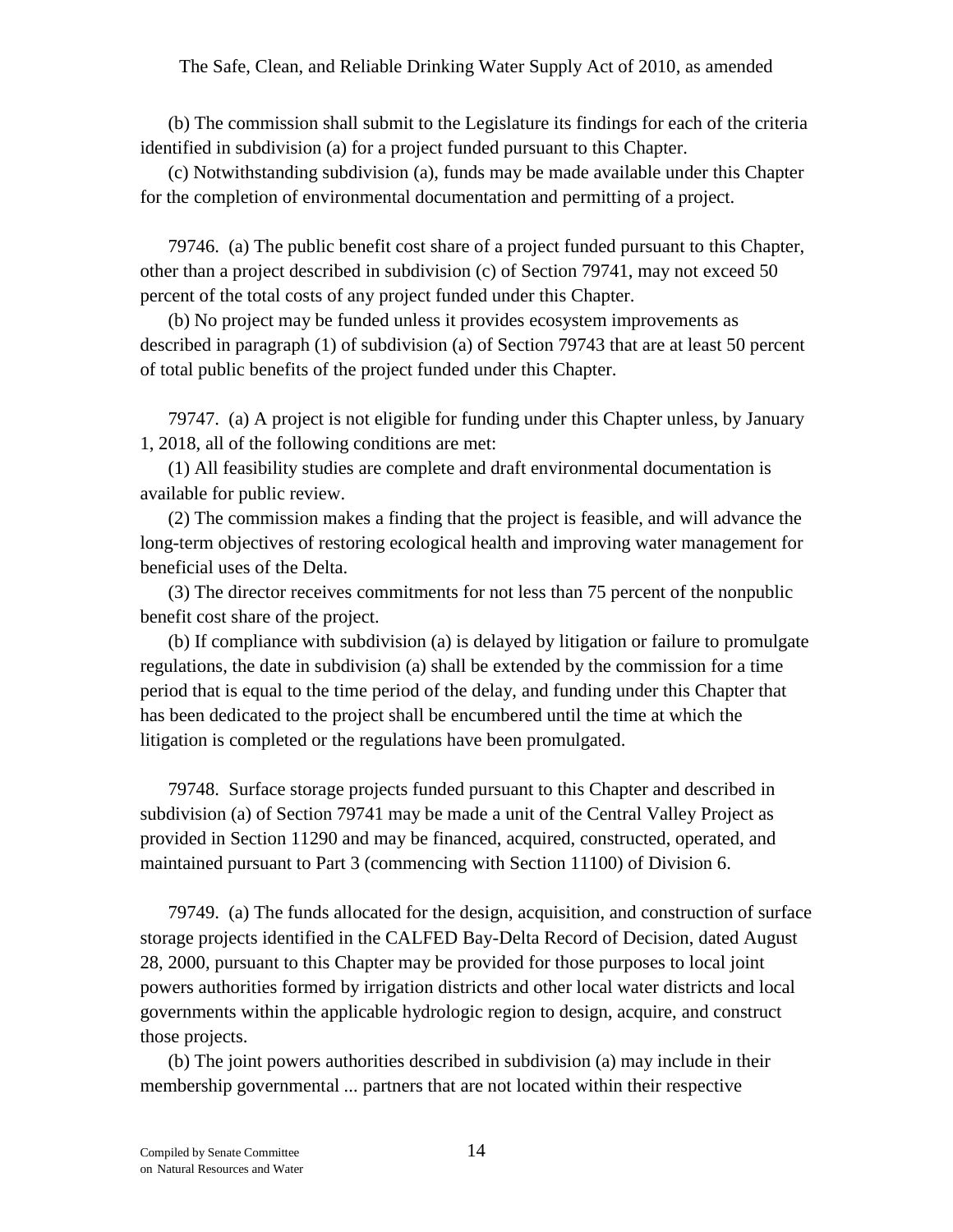(b) The commission shall submit to the Legislature its findings for each of the criteria identified in subdivision (a) for a project funded pursuant to this Chapter.

(c) Notwithstanding subdivision (a), funds may be made available under this Chapter for the completion of environmental documentation and permitting of a project.

79746. (a) The public benefit cost share of a project funded pursuant to this Chapter, other than a project described in subdivision (c) of Section 79741, may not exceed 50 percent of the total costs of any project funded under this Chapter.

(b) No project may be funded unless it provides ecosystem improvements as described in paragraph (1) of subdivision (a) of Section 79743 that are at least 50 percent of total public benefits of the project funded under this Chapter.

79747. (a) A project is not eligible for funding under this Chapter unless, by January 1, 2018, all of the following conditions are met:

(1) All feasibility studies are complete and draft environmental documentation is available for public review.

(2) The commission makes a finding that the project is feasible, and will advance the long-term objectives of restoring ecological health and improving water management for beneficial uses of the Delta.

(3) The director receives commitments for not less than 75 percent of the nonpublic benefit cost share of the project.

(b) If compliance with subdivision (a) is delayed by litigation or failure to promulgate regulations, the date in subdivision (a) shall be extended by the commission for a time period that is equal to the time period of the delay, and funding under this Chapter that has been dedicated to the project shall be encumbered until the time at which the litigation is completed or the regulations have been promulgated.

79748. Surface storage projects funded pursuant to this Chapter and described in subdivision (a) of Section 79741 may be made a unit of the Central Valley Project as provided in Section 11290 and may be financed, acquired, constructed, operated, and maintained pursuant to Part 3 (commencing with Section 11100) of Division 6.

79749. (a) The funds allocated for the design, acquisition, and construction of surface storage projects identified in the CALFED Bay-Delta Record of Decision, dated August 28, 2000, pursuant to this Chapter may be provided for those purposes to local joint powers authorities formed by irrigation districts and other local water districts and local governments within the applicable hydrologic region to design, acquire, and construct those projects.

(b) The joint powers authorities described in subdivision (a) may include in their membership governmental ... partners that are not located within their respective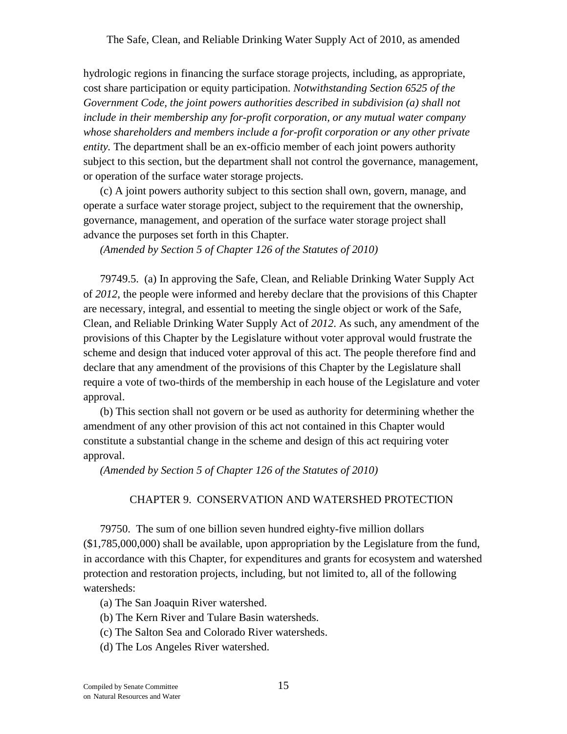hydrologic regions in financing the surface storage projects, including, as appropriate, cost share participation or equity participation. *Notwithstanding Section 6525 of the Government Code, the joint powers authorities described in subdivision (a) shall not include in their membership any for-profit corporation, or any mutual water company whose shareholders and members include a for-profit corporation or any other private entity.* The department shall be an ex-officio member of each joint powers authority subject to this section, but the department shall not control the governance, management, or operation of the surface water storage projects.

(c) A joint powers authority subject to this section shall own, govern, manage, and operate a surface water storage project, subject to the requirement that the ownership, governance, management, and operation of the surface water storage project shall advance the purposes set forth in this Chapter.

*(Amended by Section 5 of Chapter 126 of the Statutes of 2010)*

79749.5. (a) In approving the Safe, Clean, and Reliable Drinking Water Supply Act of *2012*, the people were informed and hereby declare that the provisions of this Chapter are necessary, integral, and essential to meeting the single object or work of the Safe, Clean, and Reliable Drinking Water Supply Act of *2012*. As such, any amendment of the provisions of this Chapter by the Legislature without voter approval would frustrate the scheme and design that induced voter approval of this act. The people therefore find and declare that any amendment of the provisions of this Chapter by the Legislature shall require a vote of two-thirds of the membership in each house of the Legislature and voter approval.

(b) This section shall not govern or be used as authority for determining whether the amendment of any other provision of this act not contained in this Chapter would constitute a substantial change in the scheme and design of this act requiring voter approval.

*(Amended by Section 5 of Chapter 126 of the Statutes of 2010)*

## CHAPTER 9. CONSERVATION AND WATERSHED PROTECTION

79750. The sum of one billion seven hundred eighty-five million dollars ($1,785,000,000) shall be available, upon appropriation by the Legislature from the fund, in accordance with this Chapter, for expenditures and grants for ecosystem and watershed protection and restoration projects, including, but not limited to, all of the following watersheds:

(a) The San Joaquin River watershed.

(b) The Kern River and Tulare Basin watersheds.

(c) The Salton Sea and Colorado River watersheds.

(d) The Los Angeles River watershed.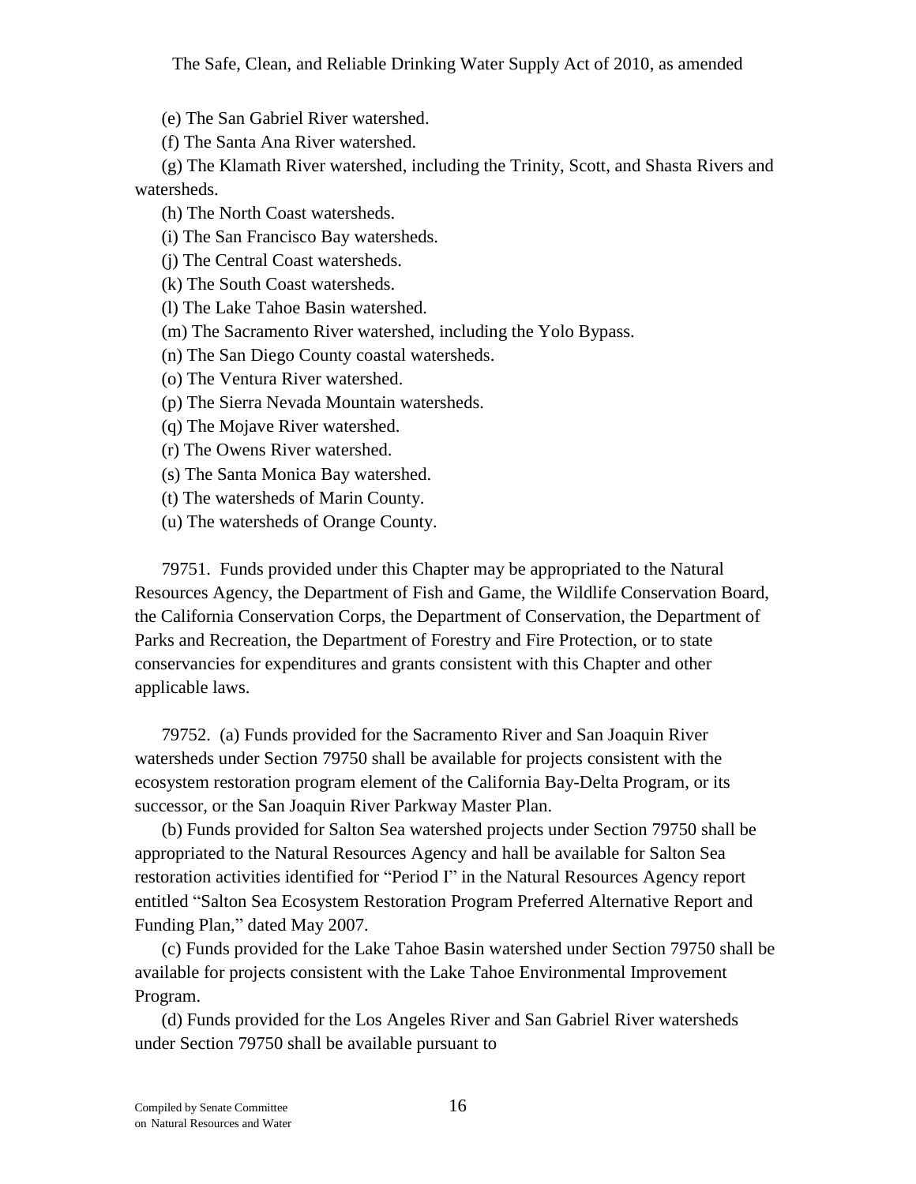(e) The San Gabriel River watershed.

(f) The Santa Ana River watershed.

(g) The Klamath River watershed, including the Trinity, Scott, and Shasta Rivers and watersheds.

(h) The North Coast watersheds.

(i) The San Francisco Bay watersheds.

(j) The Central Coast watersheds.

(k) The South Coast watersheds.

(l) The Lake Tahoe Basin watershed.

(m) The Sacramento River watershed, including the Yolo Bypass.

(n) The San Diego County coastal watersheds.

(o) The Ventura River watershed.

(p) The Sierra Nevada Mountain watersheds.

(q) The Mojave River watershed.

(r) The Owens River watershed.

(s) The Santa Monica Bay watershed.

(t) The watersheds of Marin County.

(u) The watersheds of Orange County.

79751. Funds provided under this Chapter may be appropriated to the Natural Resources Agency, the Department of Fish and Game, the Wildlife Conservation Board, the California Conservation Corps, the Department of Conservation, the Department of Parks and Recreation, the Department of Forestry and Fire Protection, or to state conservancies for expenditures and grants consistent with this Chapter and other applicable laws.

79752. (a) Funds provided for the Sacramento River and San Joaquin River watersheds under Section 79750 shall be available for projects consistent with the ecosystem restoration program element of the California Bay-Delta Program, or its successor, or the San Joaquin River Parkway Master Plan.

(b) Funds provided for Salton Sea watershed projects under Section 79750 shall be appropriated to the Natural Resources Agency and hall be available for Salton Sea restoration activities identified for "Period I" in the Natural Resources Agency report entitled "Salton Sea Ecosystem Restoration Program Preferred Alternative Report and Funding Plan," dated May 2007.

(c) Funds provided for the Lake Tahoe Basin watershed under Section 79750 shall be available for projects consistent with the Lake Tahoe Environmental Improvement Program.

(d) Funds provided for the Los Angeles River and San Gabriel River watersheds under Section 79750 shall be available pursuant to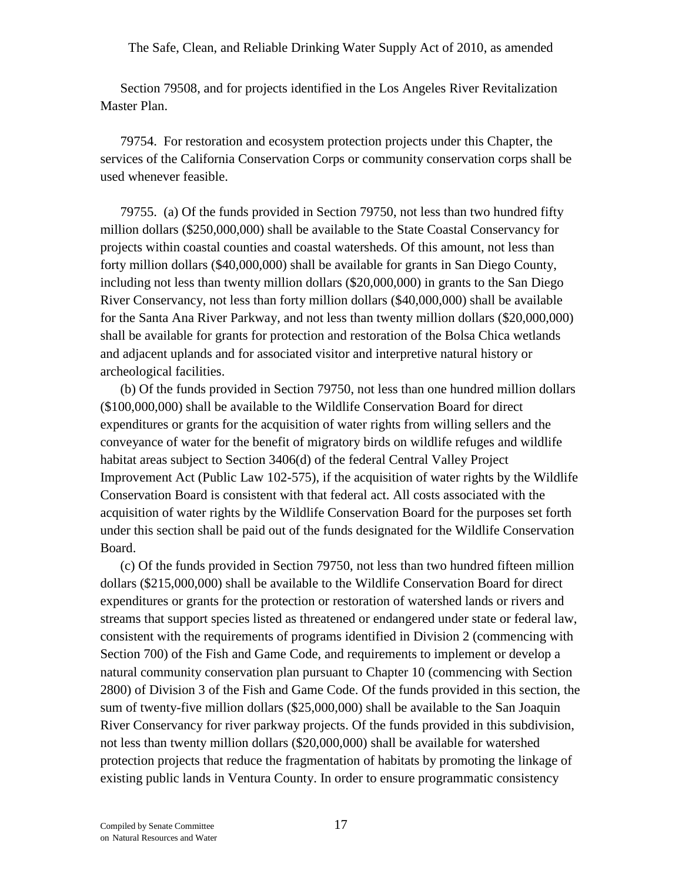Section 79508, and for projects identified in the Los Angeles River Revitalization Master Plan.

79754. For restoration and ecosystem protection projects under this Chapter, the services of the California Conservation Corps or community conservation corps shall be used whenever feasible.

79755. (a) Of the funds provided in Section 79750, not less than two hundred fifty million dollars ($250,000,000) shall be available to the State Coastal Conservancy for projects within coastal counties and coastal watersheds. Of this amount, not less than forty million dollars ($40,000,000) shall be available for grants in San Diego County, including not less than twenty million dollars ($20,000,000) in grants to the San Diego River Conservancy, not less than forty million dollars ($40,000,000) shall be available for the Santa Ana River Parkway, and not less than twenty million dollars ($20,000,000) shall be available for grants for protection and restoration of the Bolsa Chica wetlands and adjacent uplands and for associated visitor and interpretive natural history or archeological facilities.

(b) Of the funds provided in Section 79750, not less than one hundred million dollars ($100,000,000) shall be available to the Wildlife Conservation Board for direct expenditures or grants for the acquisition of water rights from willing sellers and the conveyance of water for the benefit of migratory birds on wildlife refuges and wildlife habitat areas subject to Section 3406(d) of the federal Central Valley Project Improvement Act (Public Law 102-575), if the acquisition of water rights by the Wildlife Conservation Board is consistent with that federal act. All costs associated with the acquisition of water rights by the Wildlife Conservation Board for the purposes set forth under this section shall be paid out of the funds designated for the Wildlife Conservation Board.

(c) Of the funds provided in Section 79750, not less than two hundred fifteen million dollars ($215,000,000) shall be available to the Wildlife Conservation Board for direct expenditures or grants for the protection or restoration of watershed lands or rivers and streams that support species listed as threatened or endangered under state or federal law, consistent with the requirements of programs identified in Division 2 (commencing with Section 700) of the Fish and Game Code, and requirements to implement or develop a natural community conservation plan pursuant to Chapter 10 (commencing with Section 2800) of Division 3 of the Fish and Game Code. Of the funds provided in this section, the sum of twenty-five million dollars ($25,000,000) shall be available to the San Joaquin River Conservancy for river parkway projects. Of the funds provided in this subdivision, not less than twenty million dollars ($20,000,000) shall be available for watershed protection projects that reduce the fragmentation of habitats by promoting the linkage of existing public lands in Ventura County. In order to ensure programmatic consistency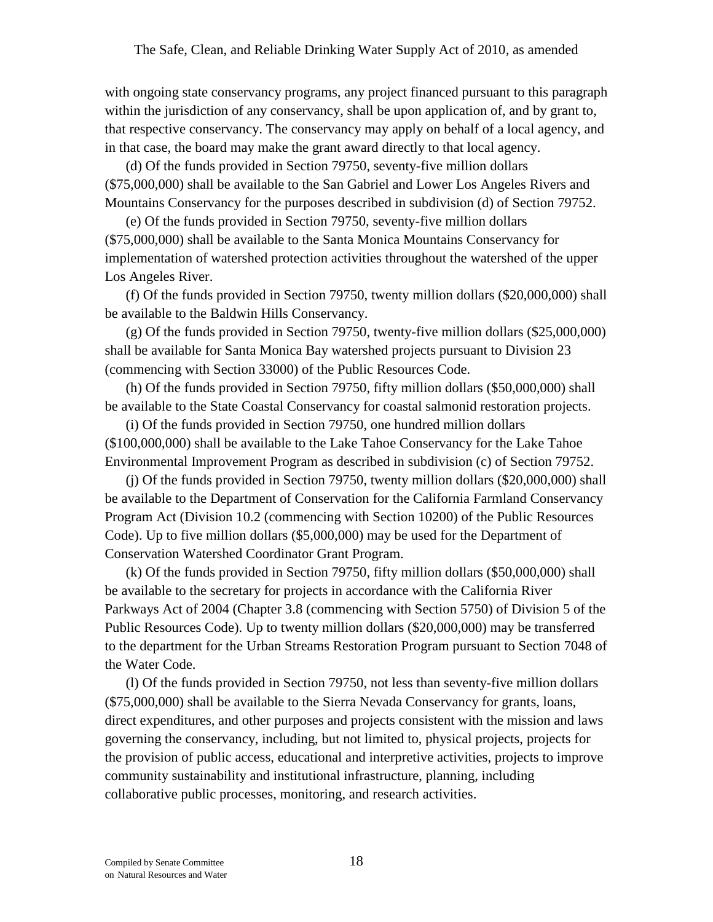with ongoing state conservancy programs, any project financed pursuant to this paragraph within the jurisdiction of any conservancy, shall be upon application of, and by grant to, that respective conservancy. The conservancy may apply on behalf of a local agency, and in that case, the board may make the grant award directly to that local agency.

(d) Of the funds provided in Section 79750, seventy-five million dollars ($75,000,000) shall be available to the San Gabriel and Lower Los Angeles Rivers and Mountains Conservancy for the purposes described in subdivision (d) of Section 79752.

(e) Of the funds provided in Section 79750, seventy-five million dollars ($75,000,000) shall be available to the Santa Monica Mountains Conservancy for implementation of watershed protection activities throughout the watershed of the upper Los Angeles River.

(f) Of the funds provided in Section 79750, twenty million dollars ($20,000,000) shall be available to the Baldwin Hills Conservancy.

(g) Of the funds provided in Section 79750, twenty-five million dollars ($25,000,000) shall be available for Santa Monica Bay watershed projects pursuant to Division 23 (commencing with Section 33000) of the Public Resources Code.

(h) Of the funds provided in Section 79750, fifty million dollars ($50,000,000) shall be available to the State Coastal Conservancy for coastal salmonid restoration projects.

(i) Of the funds provided in Section 79750, one hundred million dollars ($100,000,000) shall be available to the Lake Tahoe Conservancy for the Lake Tahoe Environmental Improvement Program as described in subdivision (c) of Section 79752.

(j) Of the funds provided in Section 79750, twenty million dollars ($20,000,000) shall be available to the Department of Conservation for the California Farmland Conservancy Program Act (Division 10.2 (commencing with Section 10200) of the Public Resources Code). Up to five million dollars ($5,000,000) may be used for the Department of Conservation Watershed Coordinator Grant Program.

(k) Of the funds provided in Section 79750, fifty million dollars ($50,000,000) shall be available to the secretary for projects in accordance with the California River Parkways Act of 2004 (Chapter 3.8 (commencing with Section 5750) of Division 5 of the Public Resources Code). Up to twenty million dollars ($20,000,000) may be transferred to the department for the Urban Streams Restoration Program pursuant to Section 7048 of the Water Code.

(l) Of the funds provided in Section 79750, not less than seventy-five million dollars ($75,000,000) shall be available to the Sierra Nevada Conservancy for grants, loans, direct expenditures, and other purposes and projects consistent with the mission and laws governing the conservancy, including, but not limited to, physical projects, projects for the provision of public access, educational and interpretive activities, projects to improve community sustainability and institutional infrastructure, planning, including collaborative public processes, monitoring, and research activities.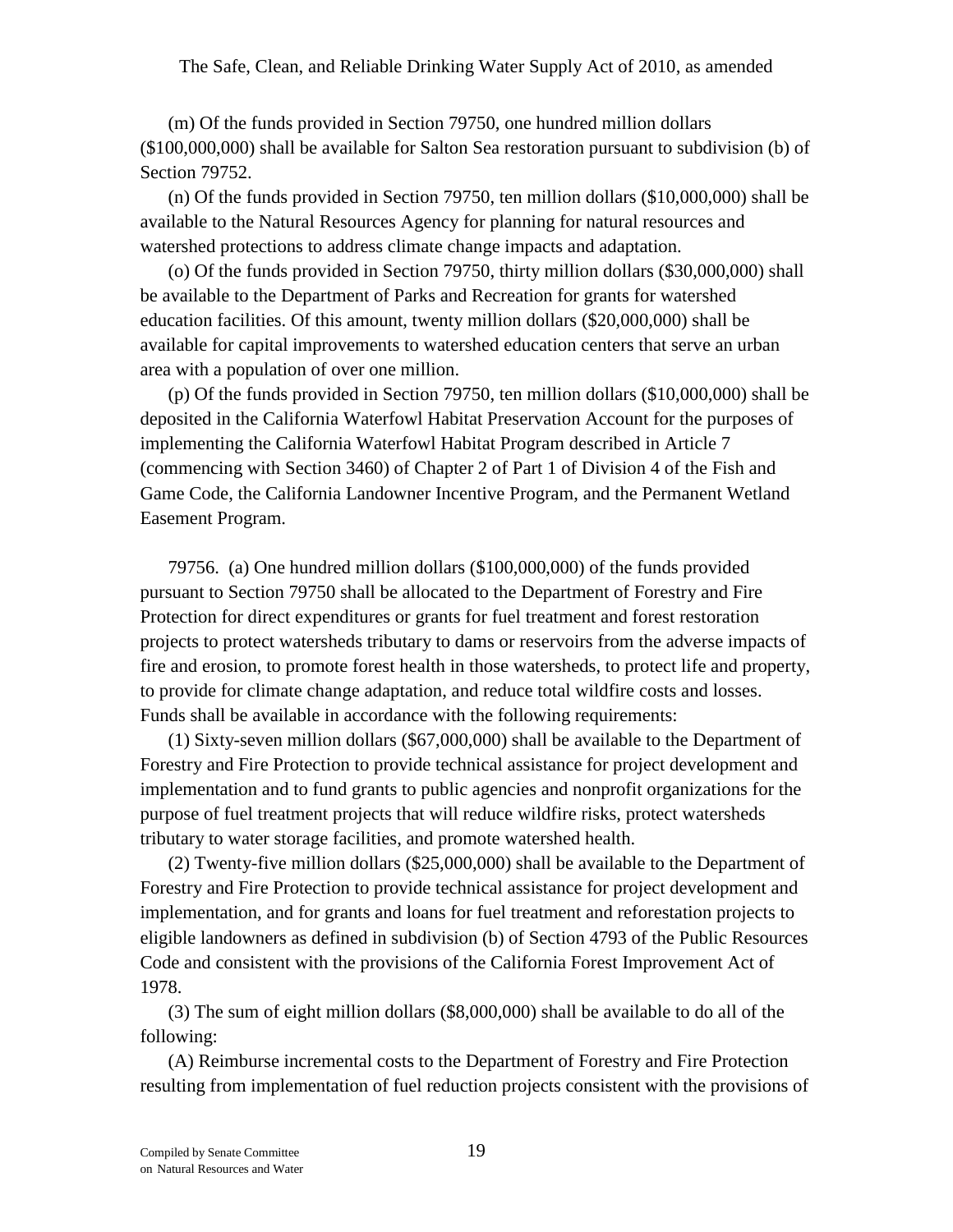(m) Of the funds provided in Section 79750, one hundred million dollars ($100,000,000) shall be available for Salton Sea restoration pursuant to subdivision (b) of Section 79752.

(n) Of the funds provided in Section 79750, ten million dollars ($10,000,000) shall be available to the Natural Resources Agency for planning for natural resources and watershed protections to address climate change impacts and adaptation.

(o) Of the funds provided in Section 79750, thirty million dollars ($30,000,000) shall be available to the Department of Parks and Recreation for grants for watershed education facilities. Of this amount, twenty million dollars ($20,000,000) shall be available for capital improvements to watershed education centers that serve an urban area with a population of over one million.

(p) Of the funds provided in Section 79750, ten million dollars ($10,000,000) shall be deposited in the California Waterfowl Habitat Preservation Account for the purposes of implementing the California Waterfowl Habitat Program described in Article 7 (commencing with Section 3460) of Chapter 2 of Part 1 of Division 4 of the Fish and Game Code, the California Landowner Incentive Program, and the Permanent Wetland Easement Program.

79756. (a) One hundred million dollars ($100,000,000) of the funds provided pursuant to Section 79750 shall be allocated to the Department of Forestry and Fire Protection for direct expenditures or grants for fuel treatment and forest restoration projects to protect watersheds tributary to dams or reservoirs from the adverse impacts of fire and erosion, to promote forest health in those watersheds, to protect life and property, to provide for climate change adaptation, and reduce total wildfire costs and losses. Funds shall be available in accordance with the following requirements:

(1) Sixty-seven million dollars ($67,000,000) shall be available to the Department of Forestry and Fire Protection to provide technical assistance for project development and implementation and to fund grants to public agencies and nonprofit organizations for the purpose of fuel treatment projects that will reduce wildfire risks, protect watersheds tributary to water storage facilities, and promote watershed health.

(2) Twenty-five million dollars ($25,000,000) shall be available to the Department of Forestry and Fire Protection to provide technical assistance for project development and implementation, and for grants and loans for fuel treatment and reforestation projects to eligible landowners as defined in subdivision (b) of Section 4793 of the Public Resources Code and consistent with the provisions of the California Forest Improvement Act of 1978.

(3) The sum of eight million dollars ($8,000,000) shall be available to do all of the following:

(A) Reimburse incremental costs to the Department of Forestry and Fire Protection resulting from implementation of fuel reduction projects consistent with the provisions of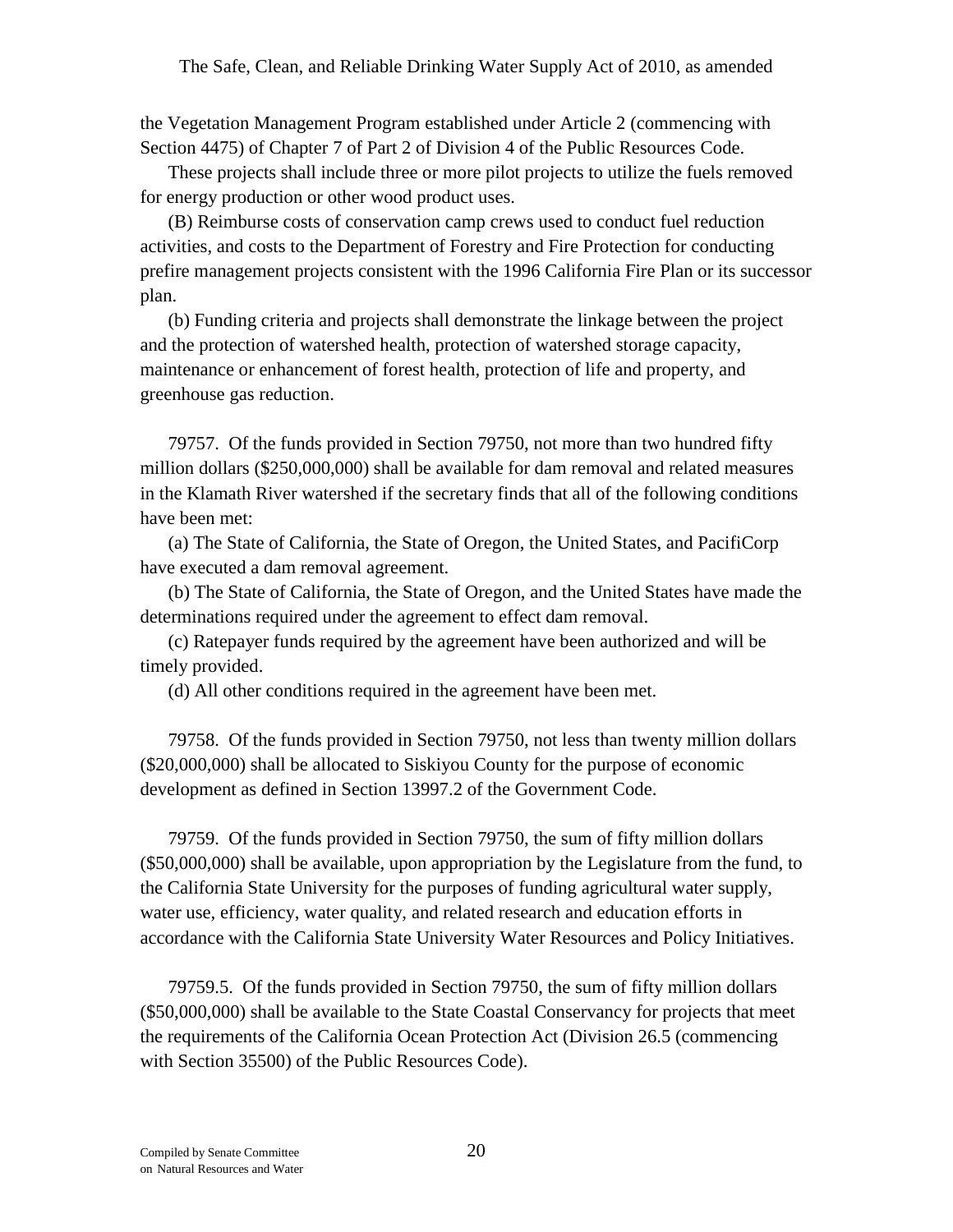the Vegetation Management Program established under Article 2 (commencing with Section 4475) of Chapter 7 of Part 2 of Division 4 of the Public Resources Code.

These projects shall include three or more pilot projects to utilize the fuels removed for energy production or other wood product uses.

(B) Reimburse costs of conservation camp crews used to conduct fuel reduction activities, and costs to the Department of Forestry and Fire Protection for conducting prefire management projects consistent with the 1996 California Fire Plan or its successor plan.

(b) Funding criteria and projects shall demonstrate the linkage between the project and the protection of watershed health, protection of watershed storage capacity, maintenance or enhancement of forest health, protection of life and property, and greenhouse gas reduction.

79757. Of the funds provided in Section 79750, not more than two hundred fifty million dollars ($250,000,000) shall be available for dam removal and related measures in the Klamath River watershed if the secretary finds that all of the following conditions have been met:

(a) The State of California, the State of Oregon, the United States, and PacifiCorp have executed a dam removal agreement.

(b) The State of California, the State of Oregon, and the United States have made the determinations required under the agreement to effect dam removal.

(c) Ratepayer funds required by the agreement have been authorized and will be timely provided.

(d) All other conditions required in the agreement have been met.

79758. Of the funds provided in Section 79750, not less than twenty million dollars ($20,000,000) shall be allocated to Siskiyou County for the purpose of economic development as defined in Section 13997.2 of the Government Code.

79759. Of the funds provided in Section 79750, the sum of fifty million dollars ($50,000,000) shall be available, upon appropriation by the Legislature from the fund, to the California State University for the purposes of funding agricultural water supply, water use, efficiency, water quality, and related research and education efforts in accordance with the California State University Water Resources and Policy Initiatives.

79759.5. Of the funds provided in Section 79750, the sum of fifty million dollars ($50,000,000) shall be available to the State Coastal Conservancy for projects that meet the requirements of the California Ocean Protection Act (Division 26.5 (commencing with Section 35500) of the Public Resources Code).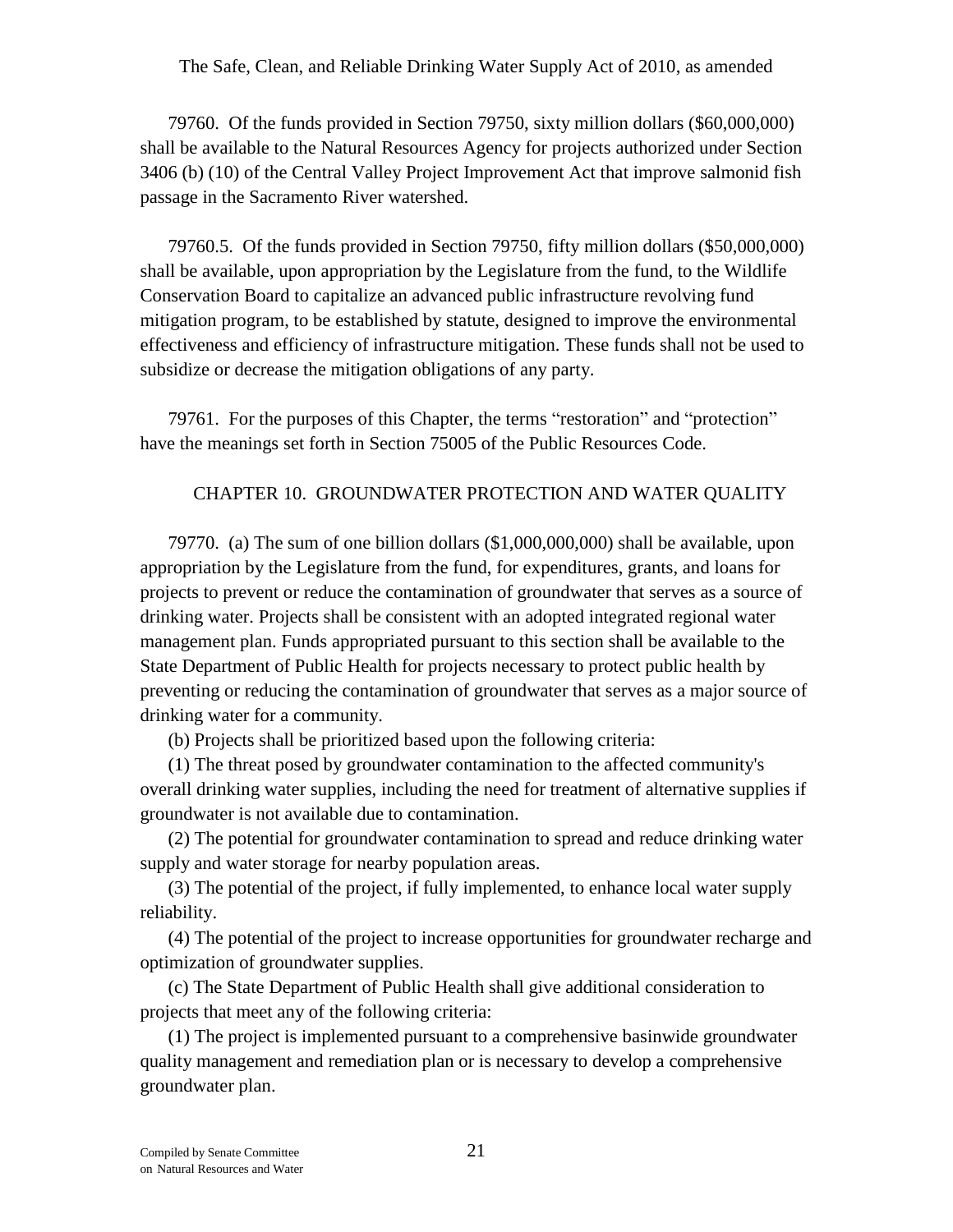79760. Of the funds provided in Section 79750, sixty million dollars ($60,000,000) shall be available to the Natural Resources Agency for projects authorized under Section 3406 (b) (10) of the Central Valley Project Improvement Act that improve salmonid fish passage in the Sacramento River watershed.

79760.5. Of the funds provided in Section 79750, fifty million dollars ($50,000,000) shall be available, upon appropriation by the Legislature from the fund, to the Wildlife Conservation Board to capitalize an advanced public infrastructure revolving fund mitigation program, to be established by statute, designed to improve the environmental effectiveness and efficiency of infrastructure mitigation. These funds shall not be used to subsidize or decrease the mitigation obligations of any party.

79761. For the purposes of this Chapter, the terms "restoration" and "protection" have the meanings set forth in Section 75005 of the Public Resources Code.

## CHAPTER 10. GROUNDWATER PROTECTION AND WATER QUALITY

79770. (a) The sum of one billion dollars ($1,000,000,000) shall be available, upon appropriation by the Legislature from the fund, for expenditures, grants, and loans for projects to prevent or reduce the contamination of groundwater that serves as a source of drinking water. Projects shall be consistent with an adopted integrated regional water management plan. Funds appropriated pursuant to this section shall be available to the State Department of Public Health for projects necessary to protect public health by preventing or reducing the contamination of groundwater that serves as a major source of drinking water for a community.

(b) Projects shall be prioritized based upon the following criteria:

(1) The threat posed by groundwater contamination to the affected community's overall drinking water supplies, including the need for treatment of alternative supplies if groundwater is not available due to contamination.

(2) The potential for groundwater contamination to spread and reduce drinking water supply and water storage for nearby population areas.

(3) The potential of the project, if fully implemented, to enhance local water supply reliability.

(4) The potential of the project to increase opportunities for groundwater recharge and optimization of groundwater supplies.

(c) The State Department of Public Health shall give additional consideration to projects that meet any of the following criteria:

(1) The project is implemented pursuant to a comprehensive basinwide groundwater quality management and remediation plan or is necessary to develop a comprehensive groundwater plan.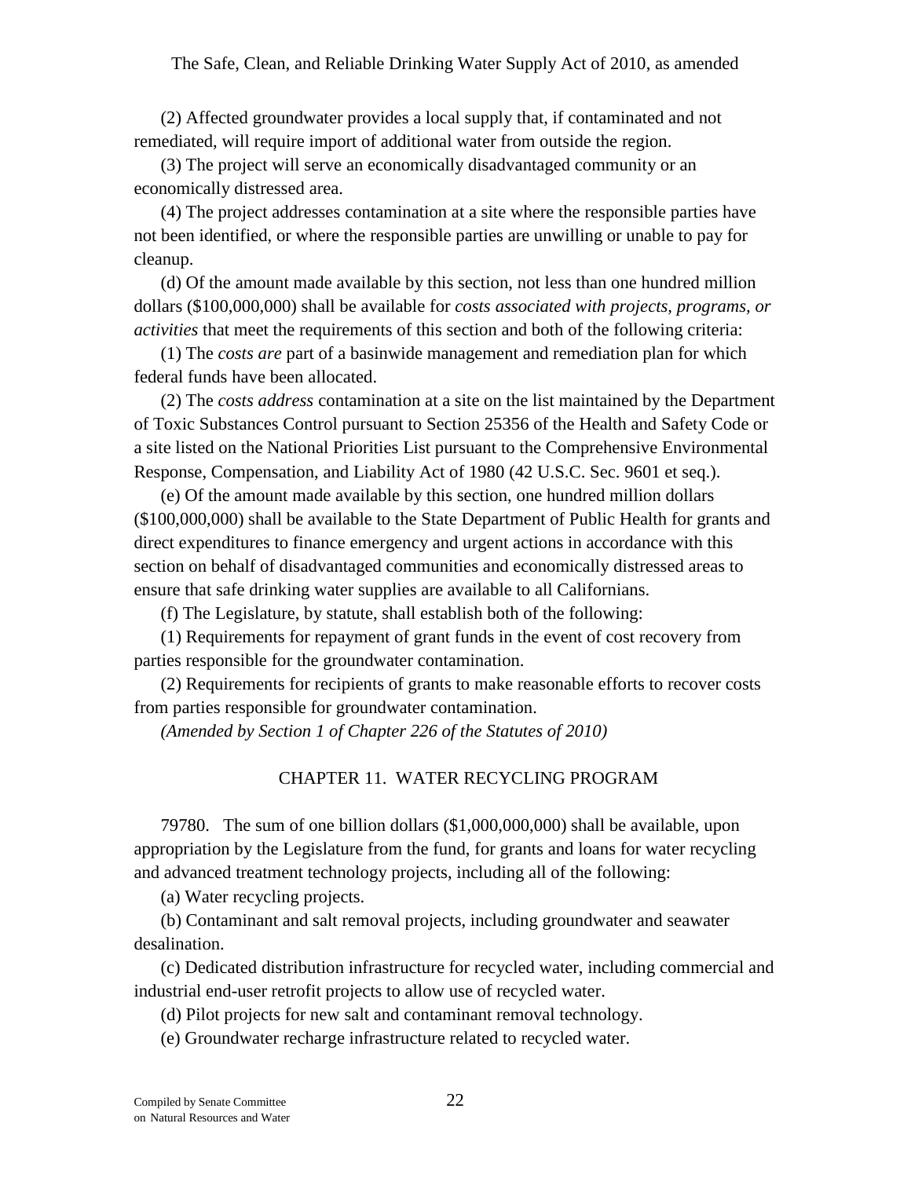(2) Affected groundwater provides a local supply that, if contaminated and not remediated, will require import of additional water from outside the region.

(3) The project will serve an economically disadvantaged community or an economically distressed area.

(4) The project addresses contamination at a site where the responsible parties have not been identified, or where the responsible parties are unwilling or unable to pay for cleanup.

(d) Of the amount made available by this section, not less than one hundred million dollars ($100,000,000) shall be available for *costs associated with projects, programs, or activities* that meet the requirements of this section and both of the following criteria:

(1) The *costs are* part of a basinwide management and remediation plan for which federal funds have been allocated.

(2) The *costs address* contamination at a site on the list maintained by the Department of Toxic Substances Control pursuant to Section 25356 of the Health and Safety Code or a site listed on the National Priorities List pursuant to the Comprehensive Environmental Response, Compensation, and Liability Act of 1980 (42 U.S.C. Sec. 9601 et seq.).

(e) Of the amount made available by this section, one hundred million dollars ($100,000,000) shall be available to the State Department of Public Health for grants and direct expenditures to finance emergency and urgent actions in accordance with this section on behalf of disadvantaged communities and economically distressed areas to ensure that safe drinking water supplies are available to all Californians.

(f) The Legislature, by statute, shall establish both of the following:

(1) Requirements for repayment of grant funds in the event of cost recovery from parties responsible for the groundwater contamination.

(2) Requirements for recipients of grants to make reasonable efforts to recover costs from parties responsible for groundwater contamination.

*(Amended by Section 1 of Chapter 226 of the Statutes of 2010)*

## CHAPTER 11. WATER RECYCLING PROGRAM

79780. The sum of one billion dollars ($1,000,000,000) shall be available, upon appropriation by the Legislature from the fund, for grants and loans for water recycling and advanced treatment technology projects, including all of the following:

(a) Water recycling projects.

(b) Contaminant and salt removal projects, including groundwater and seawater desalination.

(c) Dedicated distribution infrastructure for recycled water, including commercial and industrial end-user retrofit projects to allow use of recycled water.

(d) Pilot projects for new salt and contaminant removal technology.

(e) Groundwater recharge infrastructure related to recycled water.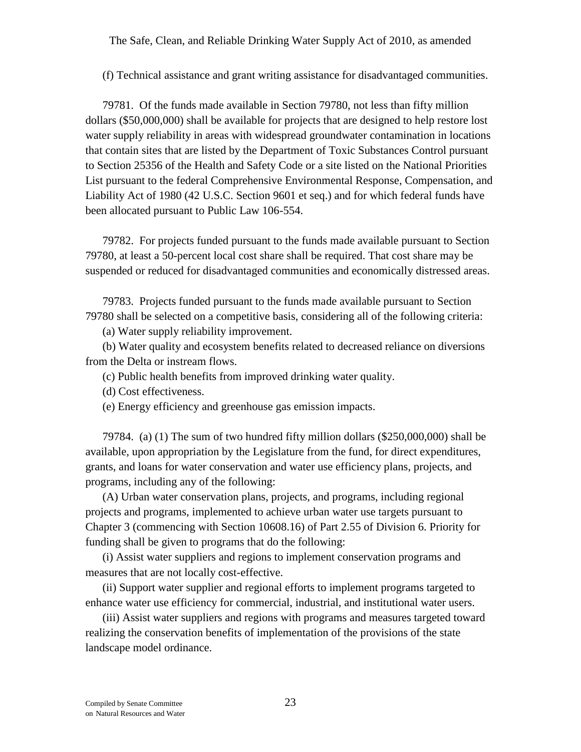(f) Technical assistance and grant writing assistance for disadvantaged communities.

79781. Of the funds made available in Section 79780, not less than fifty million dollars ($50,000,000) shall be available for projects that are designed to help restore lost water supply reliability in areas with widespread groundwater contamination in locations that contain sites that are listed by the Department of Toxic Substances Control pursuant to Section 25356 of the Health and Safety Code or a site listed on the National Priorities List pursuant to the federal Comprehensive Environmental Response, Compensation, and Liability Act of 1980 (42 U.S.C. Section 9601 et seq.) and for which federal funds have been allocated pursuant to Public Law 106-554.

79782. For projects funded pursuant to the funds made available pursuant to Section 79780, at least a 50-percent local cost share shall be required. That cost share may be suspended or reduced for disadvantaged communities and economically distressed areas.

79783. Projects funded pursuant to the funds made available pursuant to Section 79780 shall be selected on a competitive basis, considering all of the following criteria:

(a) Water supply reliability improvement.

(b) Water quality and ecosystem benefits related to decreased reliance on diversions from the Delta or instream flows.

(c) Public health benefits from improved drinking water quality.

(d) Cost effectiveness.

(e) Energy efficiency and greenhouse gas emission impacts.

79784. (a) (1) The sum of two hundred fifty million dollars ($250,000,000) shall be available, upon appropriation by the Legislature from the fund, for direct expenditures, grants, and loans for water conservation and water use efficiency plans, projects, and programs, including any of the following:

(A) Urban water conservation plans, projects, and programs, including regional projects and programs, implemented to achieve urban water use targets pursuant to Chapter 3 (commencing with Section 10608.16) of Part 2.55 of Division 6. Priority for funding shall be given to programs that do the following:

(i) Assist water suppliers and regions to implement conservation programs and measures that are not locally cost-effective.

(ii) Support water supplier and regional efforts to implement programs targeted to enhance water use efficiency for commercial, industrial, and institutional water users.

(iii) Assist water suppliers and regions with programs and measures targeted toward realizing the conservation benefits of implementation of the provisions of the state landscape model ordinance.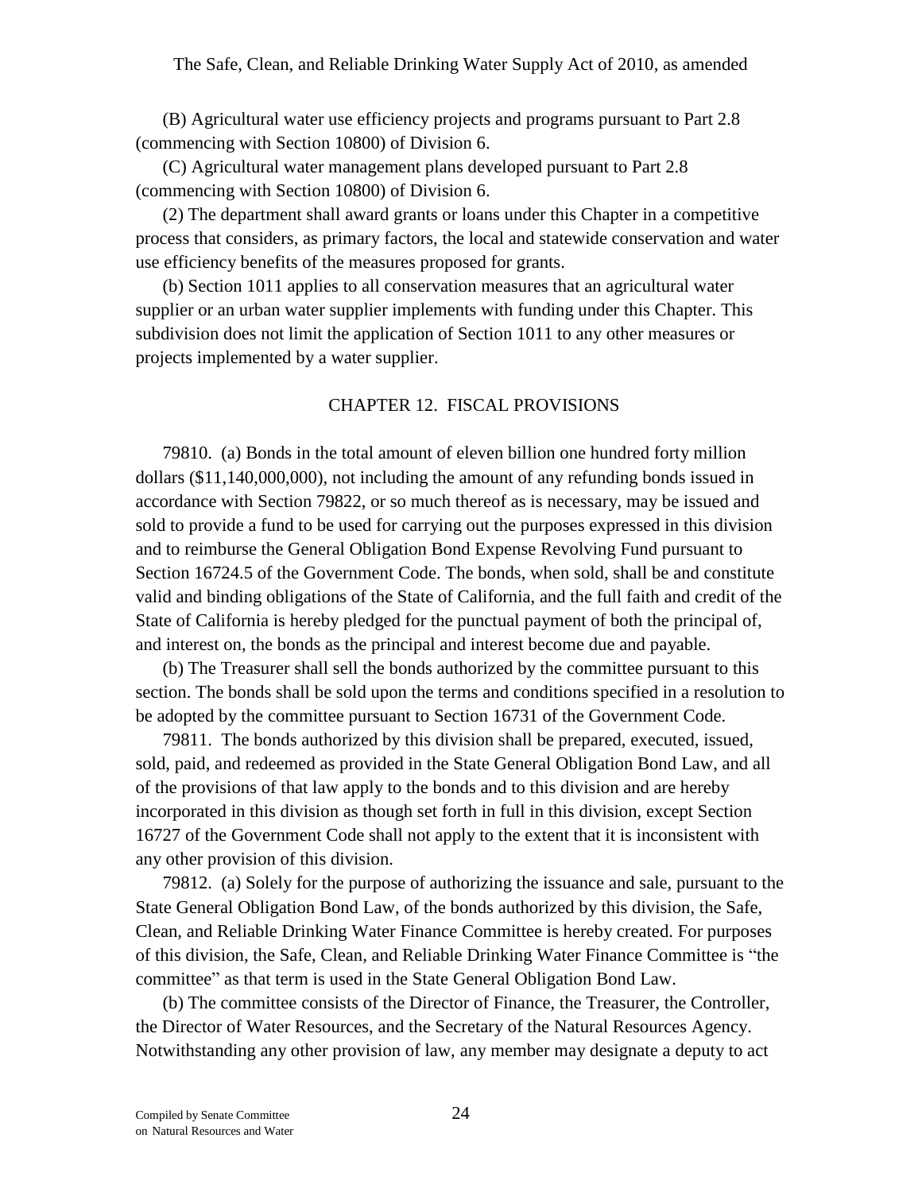(B) Agricultural water use efficiency projects and programs pursuant to Part 2.8 (commencing with Section 10800) of Division 6.

(C) Agricultural water management plans developed pursuant to Part 2.8 (commencing with Section 10800) of Division 6.

(2) The department shall award grants or loans under this Chapter in a competitive process that considers, as primary factors, the local and statewide conservation and water use efficiency benefits of the measures proposed for grants.

(b) Section 1011 applies to all conservation measures that an agricultural water supplier or an urban water supplier implements with funding under this Chapter. This subdivision does not limit the application of Section 1011 to any other measures or projects implemented by a water supplier.

## CHAPTER 12. FISCAL PROVISIONS

79810. (a) Bonds in the total amount of eleven billion one hundred forty million dollars ($11,140,000,000), not including the amount of any refunding bonds issued in accordance with Section 79822, or so much thereof as is necessary, may be issued and sold to provide a fund to be used for carrying out the purposes expressed in this division and to reimburse the General Obligation Bond Expense Revolving Fund pursuant to Section 16724.5 of the Government Code. The bonds, when sold, shall be and constitute valid and binding obligations of the State of California, and the full faith and credit of the State of California is hereby pledged for the punctual payment of both the principal of, and interest on, the bonds as the principal and interest become due and payable.

(b) The Treasurer shall sell the bonds authorized by the committee pursuant to this section. The bonds shall be sold upon the terms and conditions specified in a resolution to be adopted by the committee pursuant to Section 16731 of the Government Code.

79811. The bonds authorized by this division shall be prepared, executed, issued, sold, paid, and redeemed as provided in the State General Obligation Bond Law, and all of the provisions of that law apply to the bonds and to this division and are hereby incorporated in this division as though set forth in full in this division, except Section 16727 of the Government Code shall not apply to the extent that it is inconsistent with any other provision of this division.

79812. (a) Solely for the purpose of authorizing the issuance and sale, pursuant to the State General Obligation Bond Law, of the bonds authorized by this division, the Safe, Clean, and Reliable Drinking Water Finance Committee is hereby created. For purposes of this division, the Safe, Clean, and Reliable Drinking Water Finance Committee is "the committee" as that term is used in the State General Obligation Bond Law.

(b) The committee consists of the Director of Finance, the Treasurer, the Controller, the Director of Water Resources, and the Secretary of the Natural Resources Agency. Notwithstanding any other provision of law, any member may designate a deputy to act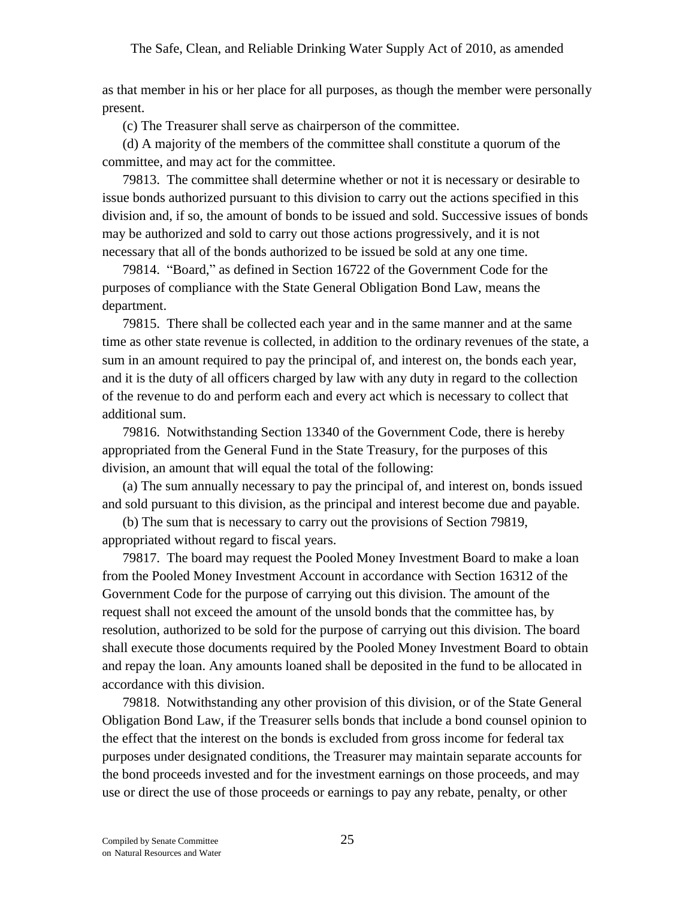as that member in his or her place for all purposes, as though the member were personally present.

(c) The Treasurer shall serve as chairperson of the committee.

(d) A majority of the members of the committee shall constitute a quorum of the committee, and may act for the committee.

79813. The committee shall determine whether or not it is necessary or desirable to issue bonds authorized pursuant to this division to carry out the actions specified in this division and, if so, the amount of bonds to be issued and sold. Successive issues of bonds may be authorized and sold to carry out those actions progressively, and it is not necessary that all of the bonds authorized to be issued be sold at any one time.

79814. "Board," as defined in Section 16722 of the Government Code for the purposes of compliance with the State General Obligation Bond Law, means the department.

79815. There shall be collected each year and in the same manner and at the same time as other state revenue is collected, in addition to the ordinary revenues of the state, a sum in an amount required to pay the principal of, and interest on, the bonds each year, and it is the duty of all officers charged by law with any duty in regard to the collection of the revenue to do and perform each and every act which is necessary to collect that additional sum.

79816. Notwithstanding Section 13340 of the Government Code, there is hereby appropriated from the General Fund in the State Treasury, for the purposes of this division, an amount that will equal the total of the following:

(a) The sum annually necessary to pay the principal of, and interest on, bonds issued and sold pursuant to this division, as the principal and interest become due and payable.

(b) The sum that is necessary to carry out the provisions of Section 79819, appropriated without regard to fiscal years.

79817. The board may request the Pooled Money Investment Board to make a loan from the Pooled Money Investment Account in accordance with Section 16312 of the Government Code for the purpose of carrying out this division. The amount of the request shall not exceed the amount of the unsold bonds that the committee has, by resolution, authorized to be sold for the purpose of carrying out this division. The board shall execute those documents required by the Pooled Money Investment Board to obtain and repay the loan. Any amounts loaned shall be deposited in the fund to be allocated in accordance with this division.

79818. Notwithstanding any other provision of this division, or of the State General Obligation Bond Law, if the Treasurer sells bonds that include a bond counsel opinion to the effect that the interest on the bonds is excluded from gross income for federal tax purposes under designated conditions, the Treasurer may maintain separate accounts for the bond proceeds invested and for the investment earnings on those proceeds, and may use or direct the use of those proceeds or earnings to pay any rebate, penalty, or other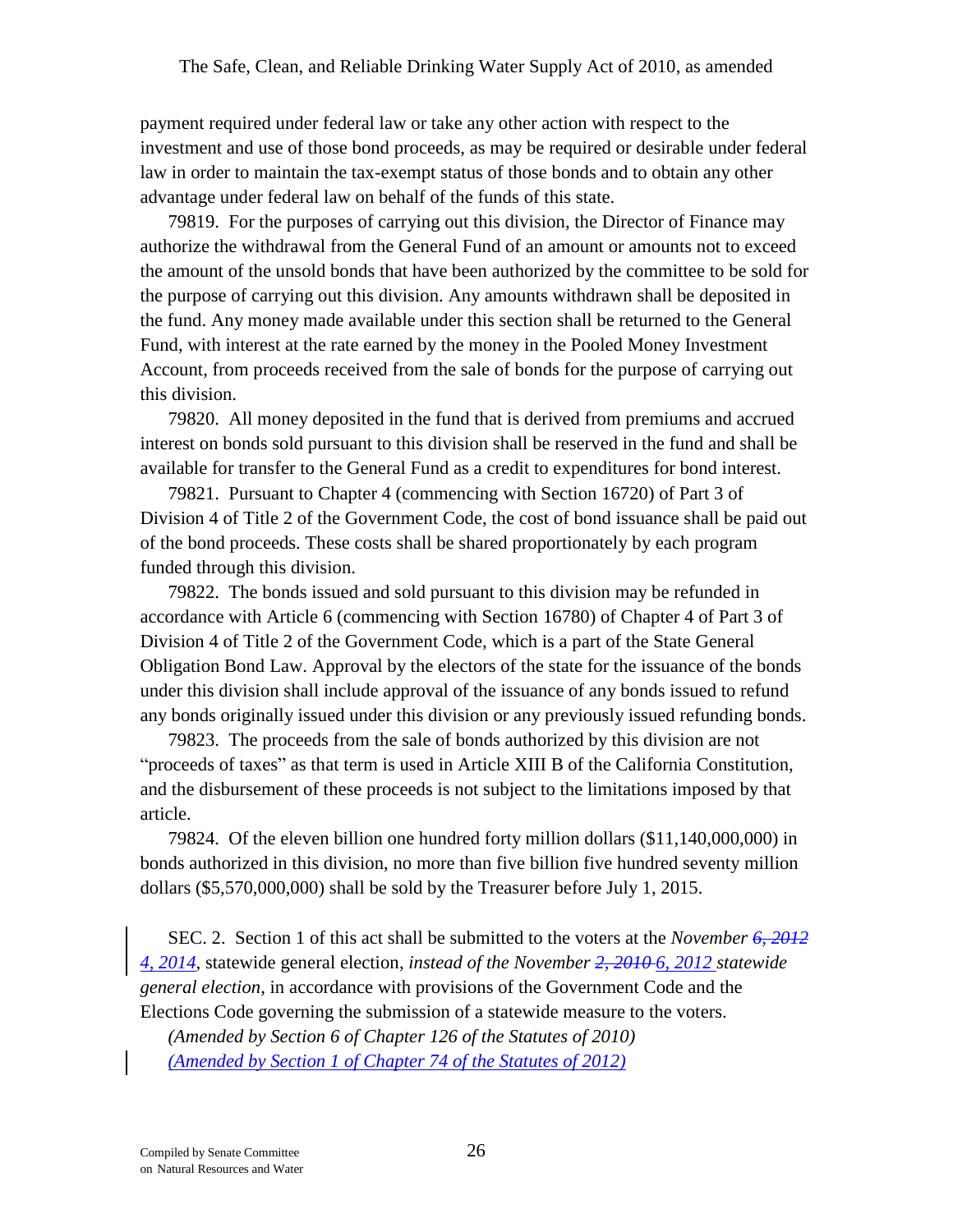payment required under federal law or take any other action with respect to the investment and use of those bond proceeds, as may be required or desirable under federal law in order to maintain the tax-exempt status of those bonds and to obtain any other advantage under federal law on behalf of the funds of this state.

79819. For the purposes of carrying out this division, the Director of Finance may authorize the withdrawal from the General Fund of an amount or amounts not to exceed the amount of the unsold bonds that have been authorized by the committee to be sold for the purpose of carrying out this division. Any amounts withdrawn shall be deposited in the fund. Any money made available under this section shall be returned to the General Fund, with interest at the rate earned by the money in the Pooled Money Investment Account, from proceeds received from the sale of bonds for the purpose of carrying out this division.

79820. All money deposited in the fund that is derived from premiums and accrued interest on bonds sold pursuant to this division shall be reserved in the fund and shall be available for transfer to the General Fund as a credit to expenditures for bond interest.

79821. Pursuant to Chapter 4 (commencing with Section 16720) of Part 3 of Division 4 of Title 2 of the Government Code, the cost of bond issuance shall be paid out of the bond proceeds. These costs shall be shared proportionately by each program funded through this division.

79822. The bonds issued and sold pursuant to this division may be refunded in accordance with Article 6 (commencing with Section 16780) of Chapter 4 of Part 3 of Division 4 of Title 2 of the Government Code, which is a part of the State General Obligation Bond Law. Approval by the electors of the state for the issuance of the bonds under this division shall include approval of the issuance of any bonds issued to refund any bonds originally issued under this division or any previously issued refunding bonds.

79823. The proceeds from the sale of bonds authorized by this division are not "proceeds of taxes" as that term is used in Article XIII B of the California Constitution, and the disbursement of these proceeds is not subject to the limitations imposed by that article.

79824. Of the eleven billion one hundred forty million dollars ($11,140,000,000) in bonds authorized in this division, no more than five billion five hundred seventy million dollars ($5,570,000,000) shall be sold by the Treasurer before July 1, 2015.

SEC. 2. Section 1 of this act shall be submitted to the voters at the *November ~~6, 2012~~ 4, 2014*, statewide general election, *instead of the November ~~2, 2010~~ 6, 2012 statewide general election,* in accordance with provisions of the Government Code and the Elections Code governing the submission of a statewide measure to the voters.

*(Amended by Section 6 of Chapter 126 of the Statutes of 2010)*

*(Amended by Section 1 of Chapter 74 of the Statutes of 2012)*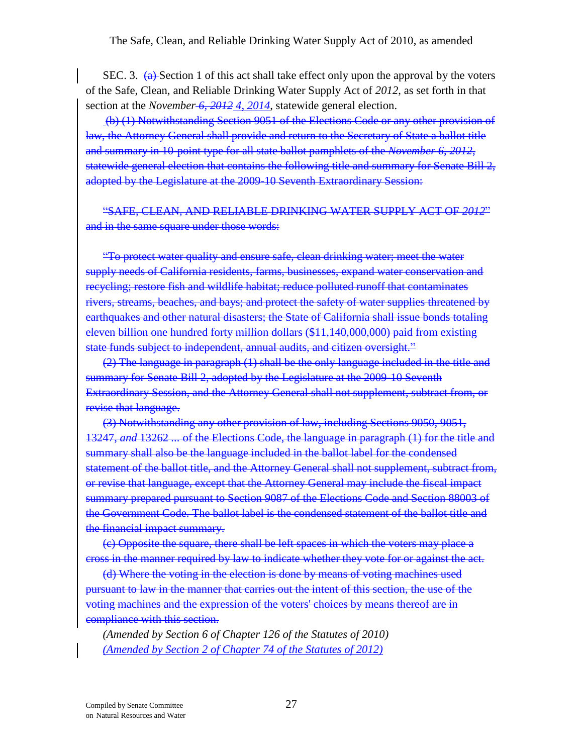SEC. 3. ~~(a)~~ Section 1 of this act shall take effect only upon the approval by the voters of the Safe, Clean, and Reliable Drinking Water Supply Act of *2012*, as set forth in that section at the *November ~~6, 2012~~* *<u>4, 2014</u>*, statewide general election.

~~(b) (1) Notwithstanding Section 9051 of the Elections Code or any other provision of law, the Attorney General shall provide and return to the Secretary of State a ballot title and summary in 10-point type for all state ballot pamphlets of the *November 6, 2012*, statewide general election that contains the following title and summary for Senate Bill 2, adopted by the Legislature at the 2009-10 Seventh Extraordinary Session:~~

~~"SAFE, CLEAN, AND RELIABLE DRINKING WATER SUPPLY ACT OF *2012*" and in the same square under those words:~~

~~"To protect water quality and ensure safe, clean drinking water; meet the water supply needs of California residents, farms, businesses, expand water conservation and recycling; restore fish and wildlife habitat; reduce polluted runoff that contaminates rivers, streams, beaches, and bays; and protect the safety of water supplies threatened by earthquakes and other natural disasters; the State of California shall issue bonds totaling eleven billion one hundred forty million dollars ($11,140,000,000) paid from existing state funds subject to independent, annual audits, and citizen oversight."~~

~~(2) The language in paragraph (1) shall be the only language included in the title and summary for Senate Bill 2, adopted by the Legislature at the 2009-10 Seventh Extraordinary Session, and the Attorney General shall not supplement, subtract from, or revise that language.~~

~~(3) Notwithstanding any other provision of law, including Sections 9050, 9051, 13247, *and* 13262 ... of the Elections Code, the language in paragraph (1) for the title and summary shall also be the language included in the ballot label for the condensed statement of the ballot title, and the Attorney General shall not supplement, subtract from, or revise that language, except that the Attorney General may include the fiscal impact summary prepared pursuant to Section 9087 of the Elections Code and Section 88003 of the Government Code. The ballot label is the condensed statement of the ballot title and the financial impact summary.~~

~~(c) Opposite the square, there shall be left spaces in which the voters may place a cross in the manner required by law to indicate whether they vote for or against the act.~~

~~(d) Where the voting in the election is done by means of voting machines used pursuant to law in the manner that carries out the intent of this section, the use of the voting machines and the expression of the voters' choices by means thereof are in compliance with this section.~~

*(Amended by Section 6 of Chapter 126 of the Statutes of 2010)*
*<u>(Amended by Section 2 of Chapter 74 of the Statutes of 2012)</u>*

Compiled by Senate Committee on Natural Resources and Water